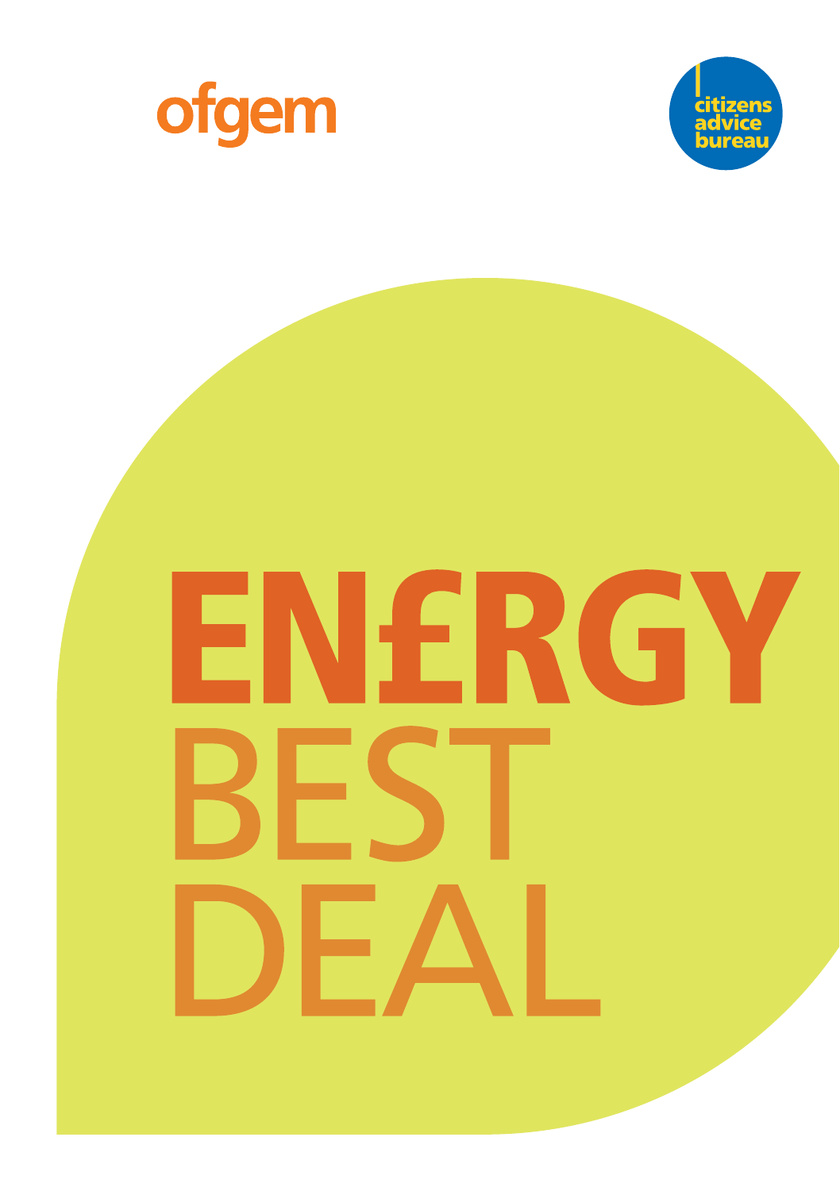ofgem

citizens advice bureau

# EN£RGY BEST DEAL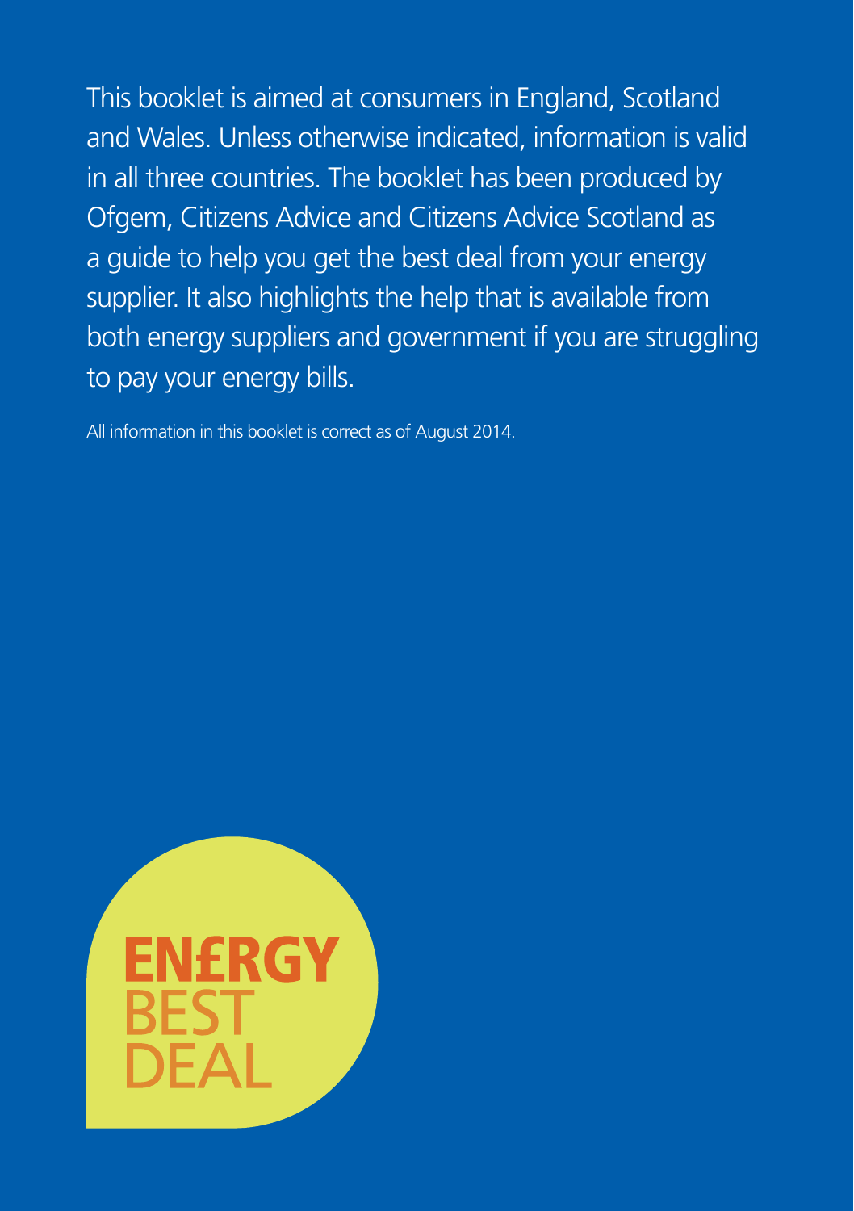This booklet is aimed at consumers in England, Scotland and Wales. Unless otherwise indicated, information is valid in all three countries. The booklet has been produced by Ofgem, Citizens Advice and Citizens Advice Scotland as a guide to help you get the best deal from your energy supplier. It also highlights the help that is available from both energy suppliers and government if you are struggling to pay your energy bills.

All information in this booklet is correct as of August 2014.

**EN£RGY**
BEST
DEAL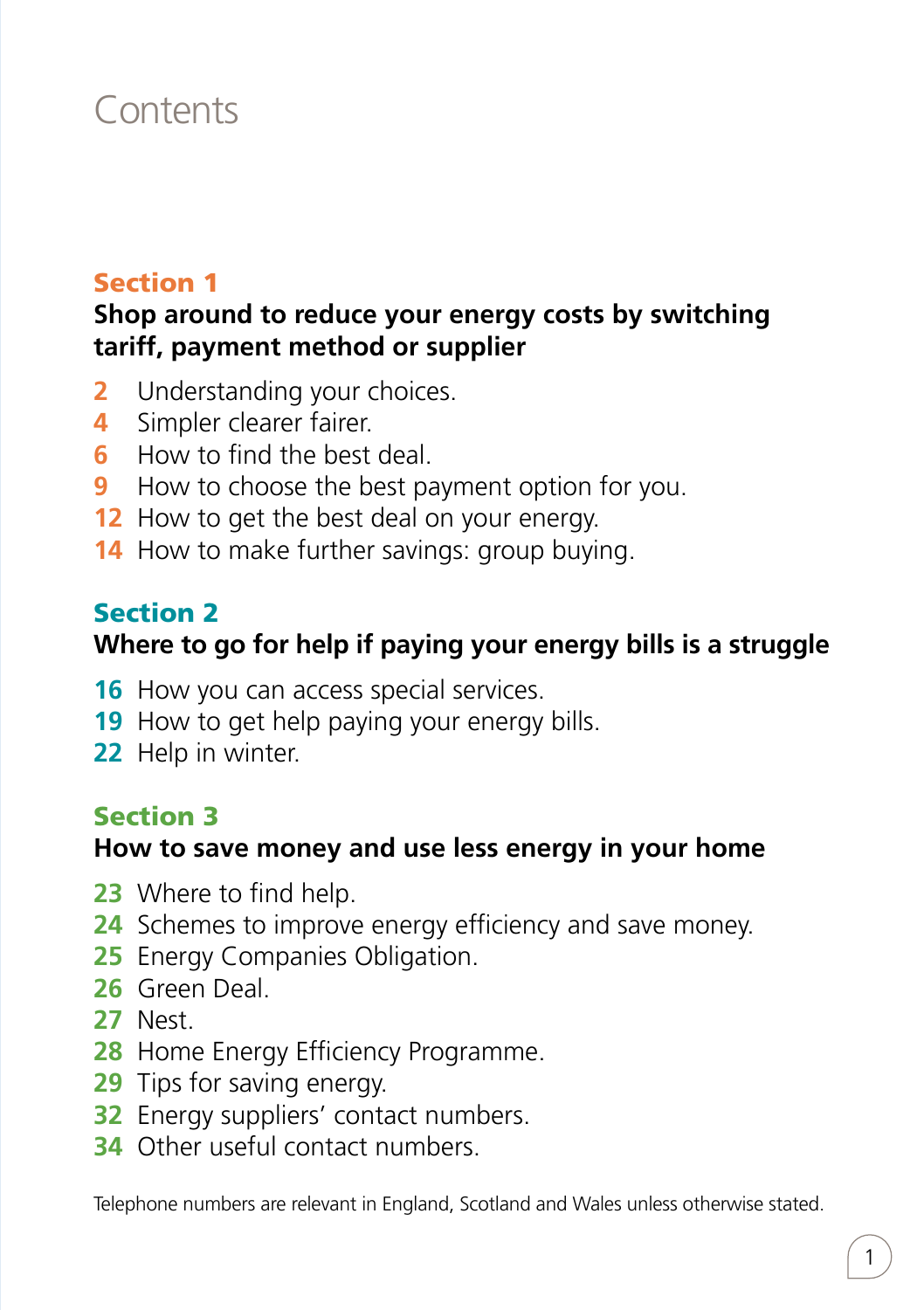# Contents

## Section 1

### Shop around to reduce your energy costs by switching tariff, payment method or supplier

- **2** Understanding your choices.
- **4** Simpler clearer fairer.
- **6** How to find the best deal.
- **9** How to choose the best payment option for you.
- **12** How to get the best deal on your energy.
- **14** How to make further savings: group buying.

## Section 2

### Where to go for help if paying your energy bills is a struggle

- **16** How you can access special services.
- **19** How to get help paying your energy bills.
- **22** Help in winter.

## Section 3

### How to save money and use less energy in your home

- **23** Where to find help.
- **24** Schemes to improve energy efficiency and save money.
- **25** Energy Companies Obligation.
- **26** Green Deal.
- **27** Nest.
- **28** Home Energy Efficiency Programme.
- **29** Tips for saving energy.
- **32** Energy suppliers' contact numbers.
- **34** Other useful contact numbers.

Telephone numbers are relevant in England, Scotland and Wales unless otherwise stated.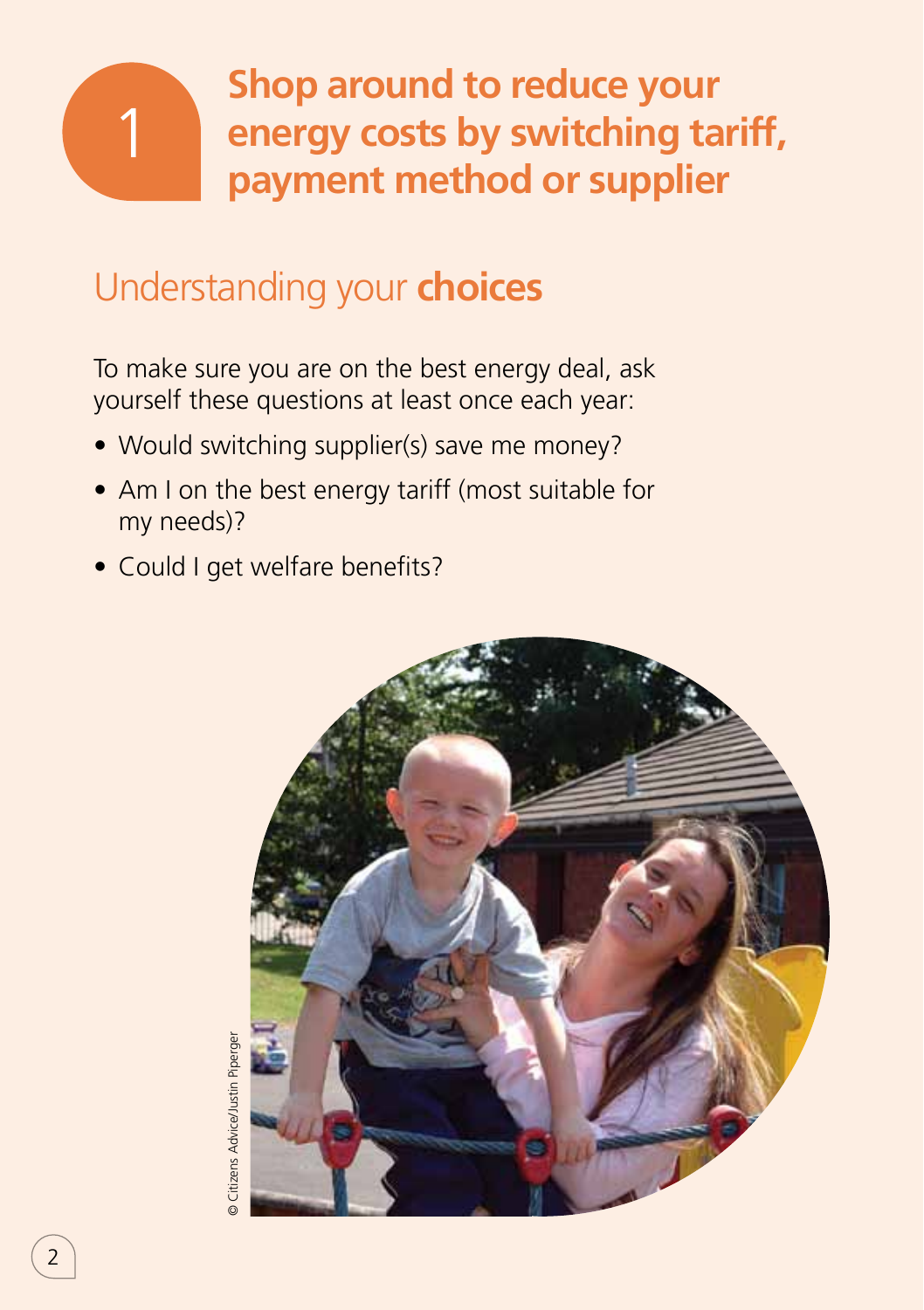# 1 Shop around to reduce your energy costs by switching tariff, payment method or supplier

## Understanding your **choices**

To make sure you are on the best energy deal, ask yourself these questions at least once each year:

- Would switching supplier(s) save me money?
- Am I on the best energy tariff (most suitable for my needs)?
- Could I get welfare benefits?

© Citizens Advice/Justin Piperger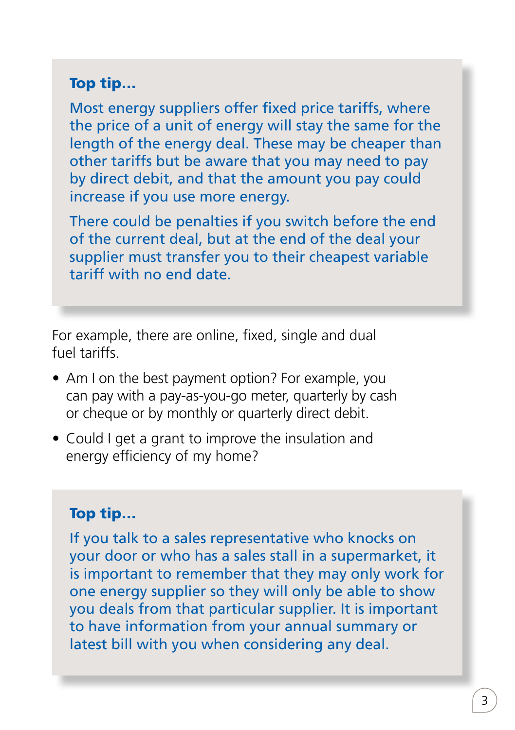**Top tip...**

Most energy suppliers offer fixed price tariffs, where the price of a unit of energy will stay the same for the length of the energy deal. These may be cheaper than other tariffs but be aware that you may need to pay by direct debit, and that the amount you pay could increase if you use more energy.

There could be penalties if you switch before the end of the current deal, but at the end of the deal your supplier must transfer you to their cheapest variable tariff with no end date.

For example, there are online, fixed, single and dual fuel tariffs.

- Am I on the best payment option? For example, you can pay with a pay-as-you-go meter, quarterly by cash or cheque or by monthly or quarterly direct debit.
- Could I get a grant to improve the insulation and energy efficiency of my home?

**Top tip...**

If you talk to a sales representative who knocks on your door or who has a sales stall in a supermarket, it is important to remember that they may only work for one energy supplier so they will only be able to show you deals from that particular supplier. It is important to have information from your annual summary or latest bill with you when considering any deal.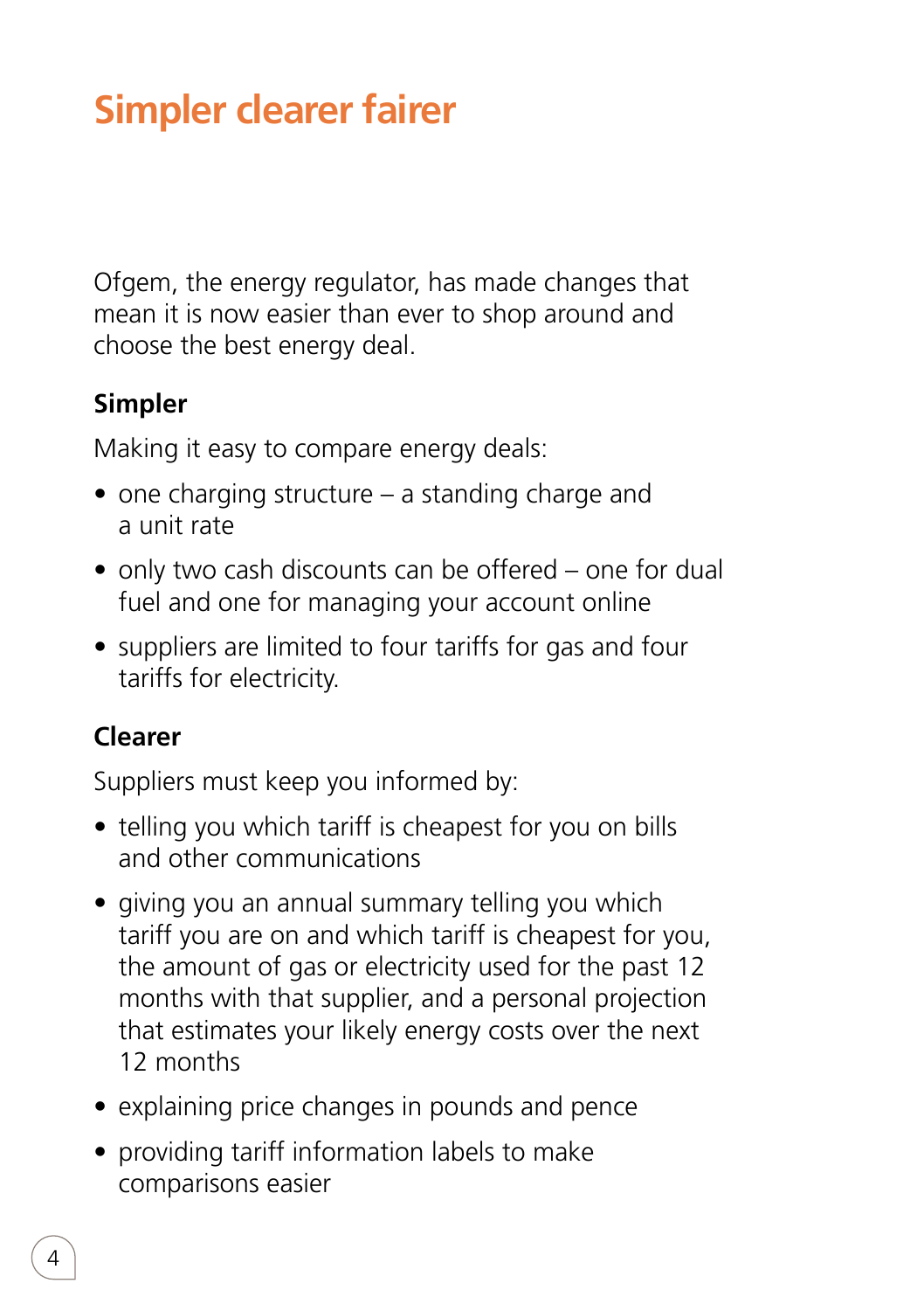# Simpler clearer fairer

Ofgem, the energy regulator, has made changes that mean it is now easier than ever to shop around and choose the best energy deal.

### Simpler

Making it easy to compare energy deals:

- one charging structure – a standing charge and a unit rate
- only two cash discounts can be offered – one for dual fuel and one for managing your account online
- suppliers are limited to four tariffs for gas and four tariffs for electricity.

### Clearer

Suppliers must keep you informed by:

- telling you which tariff is cheapest for you on bills and other communications
- giving you an annual summary telling you which tariff you are on and which tariff is cheapest for you, the amount of gas or electricity used for the past 12 months with that supplier, and a personal projection that estimates your likely energy costs over the next 12 months
- explaining price changes in pounds and pence
- providing tariff information labels to make comparisons easier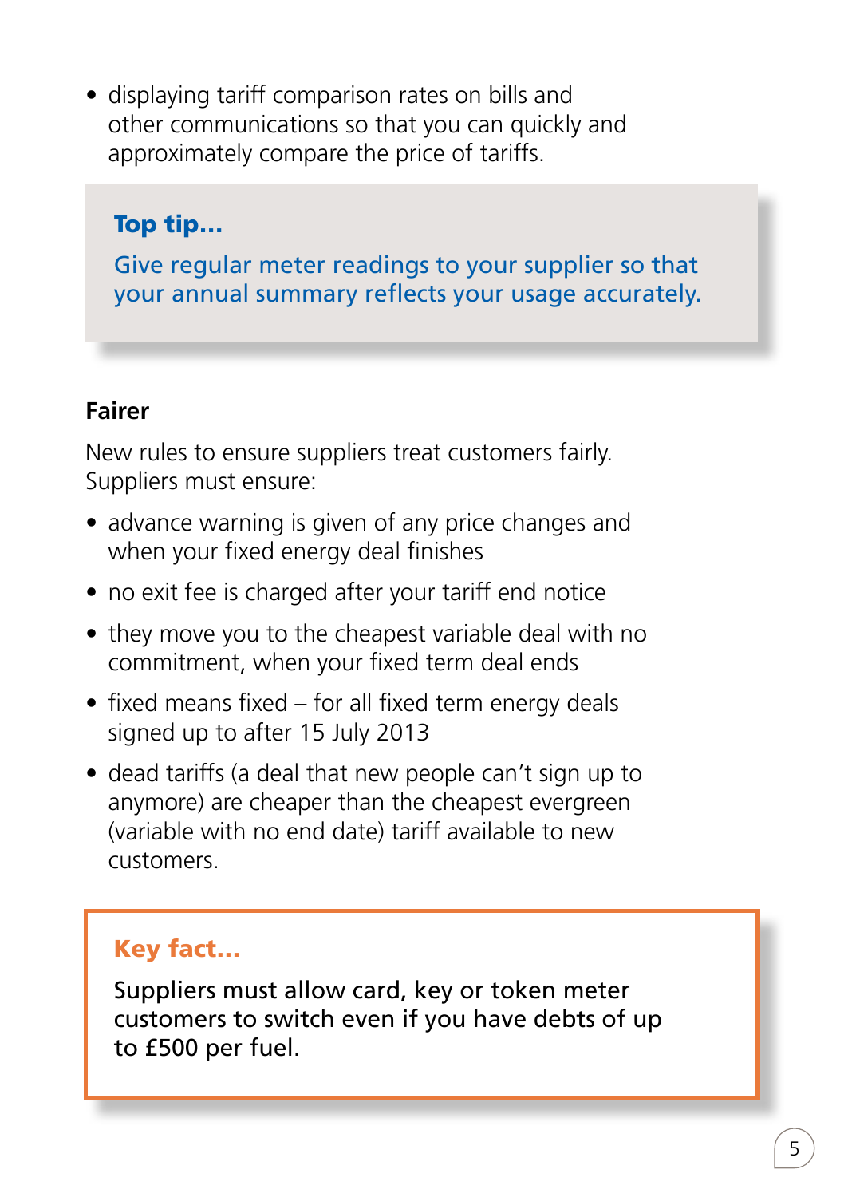- displaying tariff comparison rates on bills and other communications so that you can quickly and approximately compare the price of tariffs.

> **Top tip...**
>
> Give regular meter readings to your supplier so that your annual summary reflects your usage accurately.

### Fairer

New rules to ensure suppliers treat customers fairly. Suppliers must ensure:

- advance warning is given of any price changes and when your fixed energy deal finishes
- no exit fee is charged after your tariff end notice
- they move you to the cheapest variable deal with no commitment, when your fixed term deal ends
- fixed means fixed – for all fixed term energy deals signed up to after 15 July 2013
- dead tariffs (a deal that new people can't sign up to anymore) are cheaper than the cheapest evergreen (variable with no end date) tariff available to new customers.

> **Key fact...**
>
> Suppliers must allow card, key or token meter customers to switch even if you have debts of up to £500 per fuel.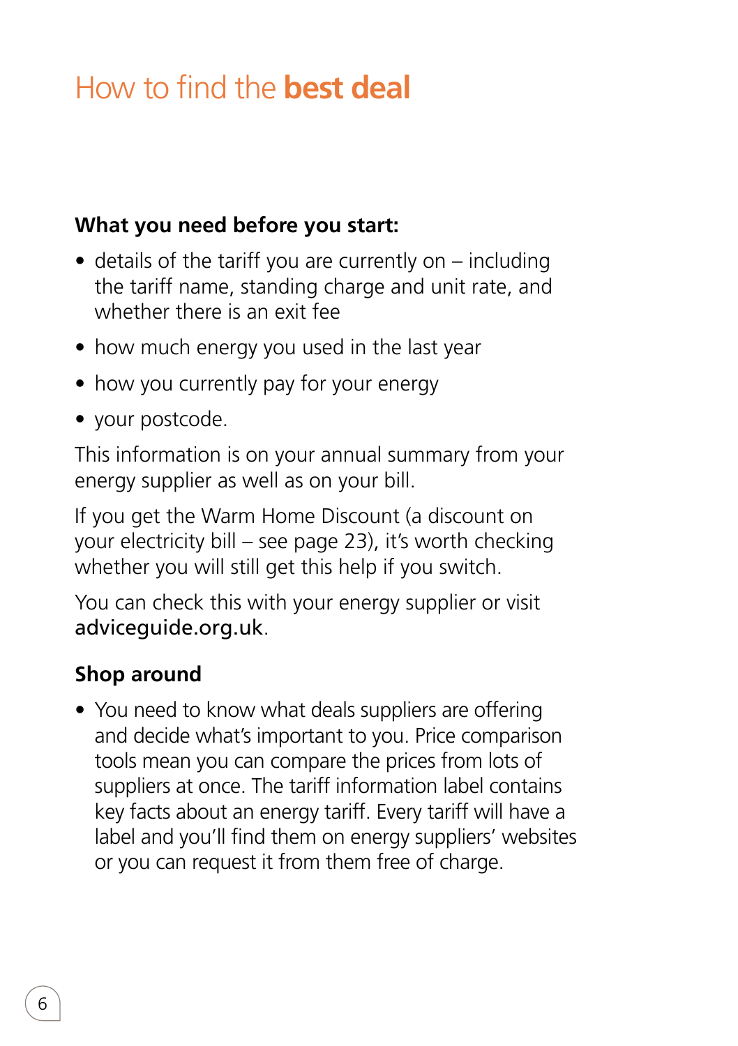# How to find the **best deal**

**What you need before you start:**

- details of the tariff you are currently on – including the tariff name, standing charge and unit rate, and whether there is an exit fee
- how much energy you used in the last year
- how you currently pay for your energy
- your postcode.

This information is on your annual summary from your energy supplier as well as on your bill.

If you get the Warm Home Discount (a discount on your electricity bill – see page 23), it's worth checking whether you will still get this help if you switch.

You can check this with your energy supplier or visit adviceguide.org.uk.

**Shop around**

- You need to know what deals suppliers are offering and decide what's important to you. Price comparison tools mean you can compare the prices from lots of suppliers at once. The tariff information label contains key facts about an energy tariff. Every tariff will have a label and you'll find them on energy suppliers' websites or you can request it from them free of charge.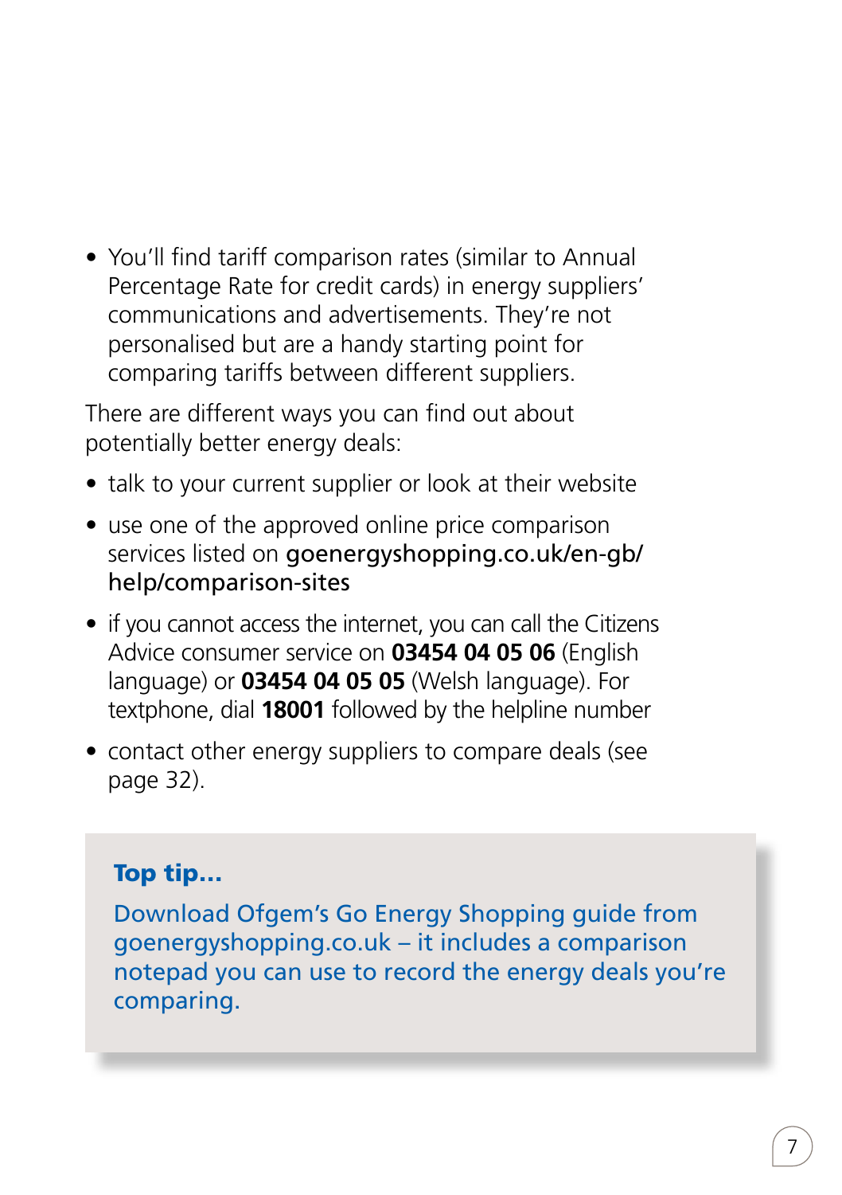- You'll find tariff comparison rates (similar to Annual Percentage Rate for credit cards) in energy suppliers' communications and advertisements. They're not personalised but are a handy starting point for comparing tariffs between different suppliers.

There are different ways you can find out about potentially better energy deals:

- talk to your current supplier or look at their website
- use one of the approved online price comparison services listed on goenergyshopping.co.uk/en-gb/help/comparison-sites
- if you cannot access the internet, you can call the Citizens Advice consumer service on **03454 04 05 06** (English language) or **03454 04 05 05** (Welsh language). For textphone, dial **18001** followed by the helpline number
- contact other energy suppliers to compare deals (see page 32).

**Top tip...**

Download Ofgem's Go Energy Shopping guide from goenergyshopping.co.uk – it includes a comparison notepad you can use to record the energy deals you're comparing.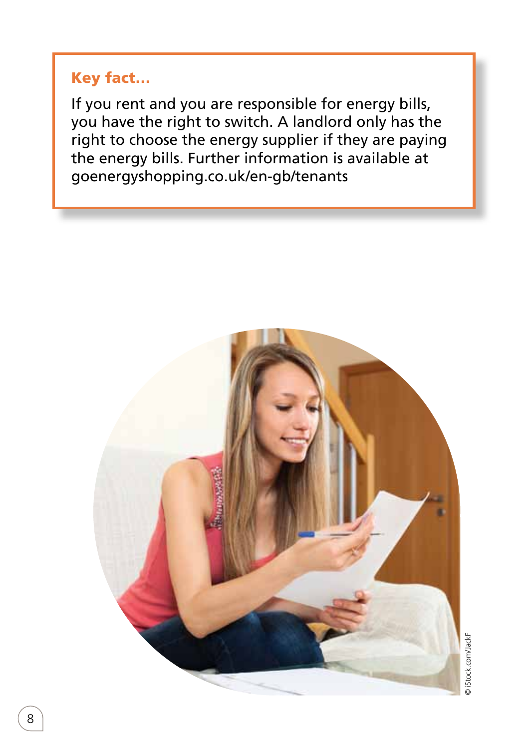**Key fact...**

If you rent and you are responsible for energy bills, you have the right to switch. A landlord only has the right to choose the energy supplier if they are paying the energy bills. Further information is available at goenergyshopping.co.uk/en-gb/tenants

© iStock.com/JackF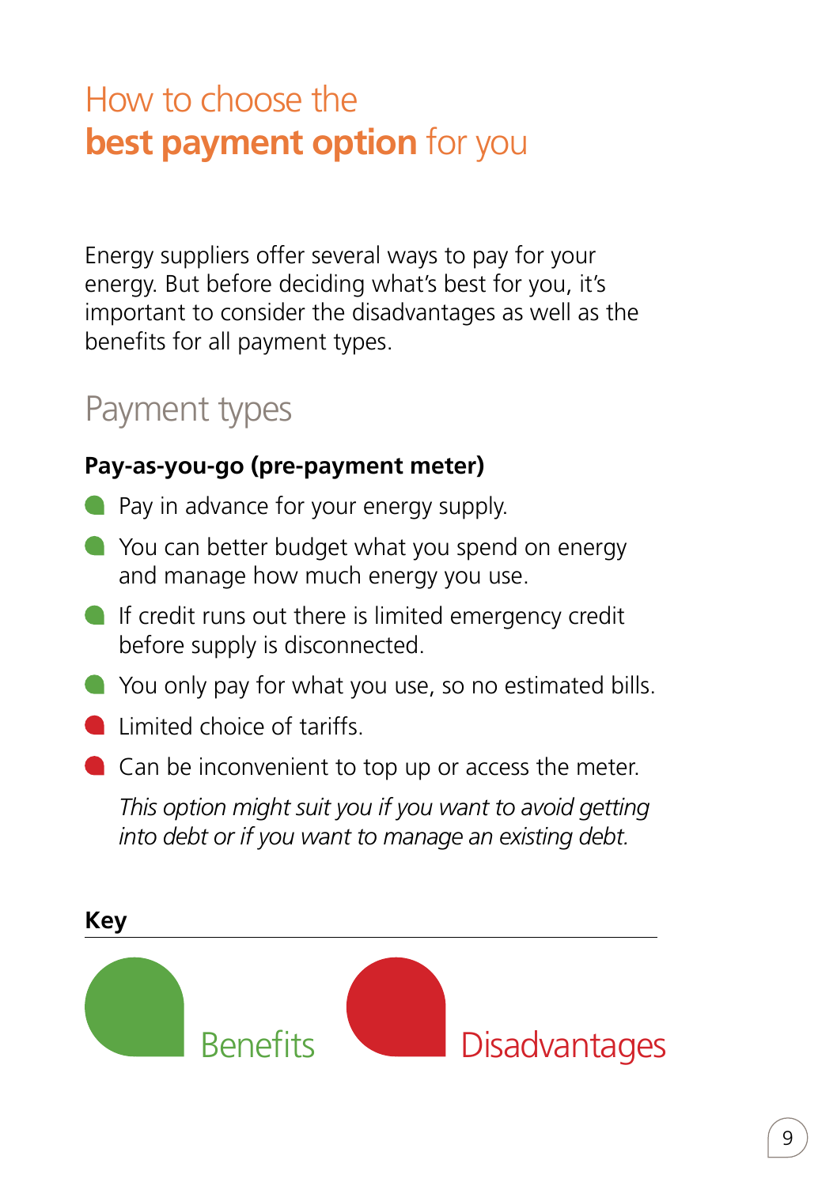# How to choose the **best payment option** for you

Energy suppliers offer several ways to pay for your energy. But before deciding what's best for you, it's important to consider the disadvantages as well as the benefits for all payment types.

## Payment types

**Pay-as-you-go (pre-payment meter)**

- Pay in advance for your energy supply. (Benefit)
- You can better budget what you spend on energy and manage how much energy you use. (Benefit)
- If credit runs out there is limited emergency credit before supply is disconnected. (Benefit)
- You only pay for what you use, so no estimated bills. (Benefit)
- Limited choice of tariffs. (Disadvantage)
- Can be inconvenient to top up or access the meter. (Disadvantage)

*This option might suit you if you want to avoid getting into debt or if you want to manage an existing debt.*

**Key**

Benefits | Disadvantages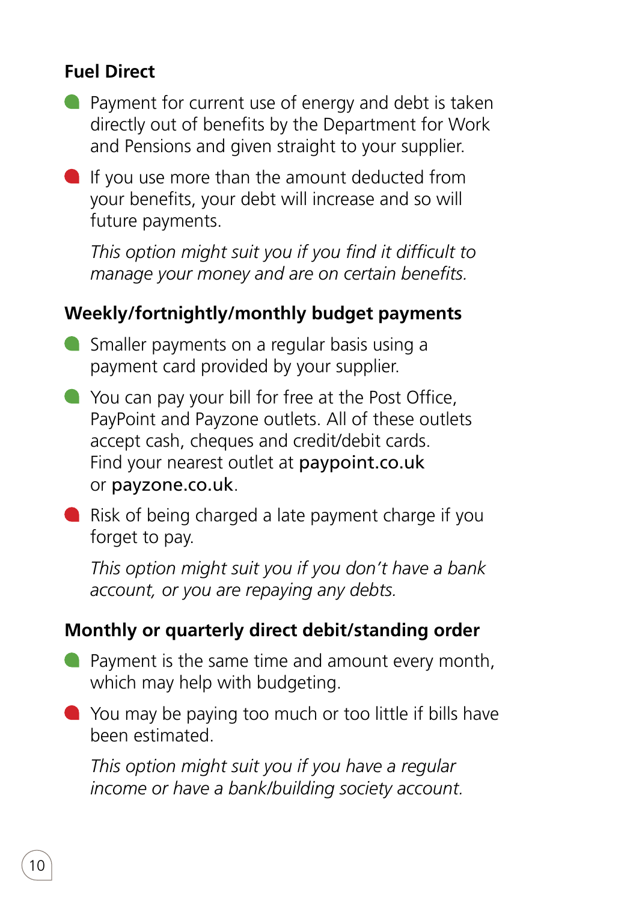### Fuel Direct

- Payment for current use of energy and debt is taken directly out of benefits by the Department for Work and Pensions and given straight to your supplier.
- If you use more than the amount deducted from your benefits, your debt will increase and so will future payments.

*This option might suit you if you find it difficult to manage your money and are on certain benefits.*

### Weekly/fortnightly/monthly budget payments

- Smaller payments on a regular basis using a payment card provided by your supplier.
- You can pay your bill for free at the Post Office, PayPoint and Payzone outlets. All of these outlets accept cash, cheques and credit/debit cards. Find your nearest outlet at **paypoint.co.uk** or **payzone.co.uk**.
- Risk of being charged a late payment charge if you forget to pay.

*This option might suit you if you don't have a bank account, or you are repaying any debts.*

### Monthly or quarterly direct debit/standing order

- Payment is the same time and amount every month, which may help with budgeting.
- You may be paying too much or too little if bills have been estimated.

*This option might suit you if you have a regular income or have a bank/building society account.*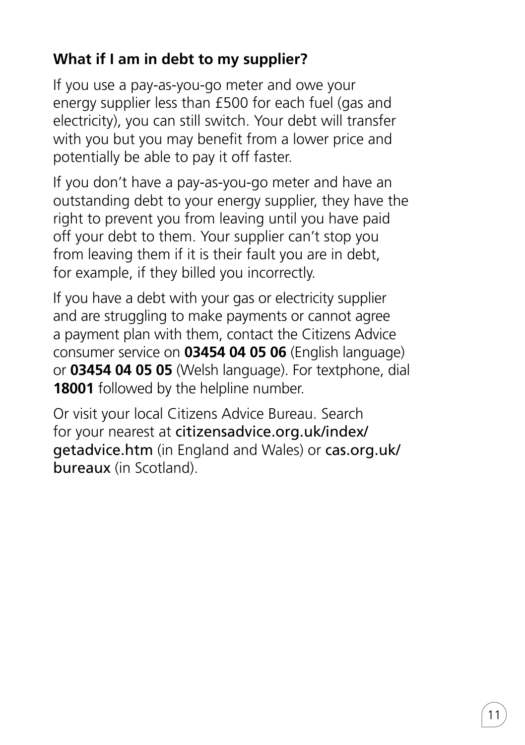### What if I am in debt to my supplier?

If you use a pay-as-you-go meter and owe your energy supplier less than £500 for each fuel (gas and electricity), you can still switch. Your debt will transfer with you but you may benefit from a lower price and potentially be able to pay it off faster.

If you don't have a pay-as-you-go meter and have an outstanding debt to your energy supplier, they have the right to prevent you from leaving until you have paid off your debt to them. Your supplier can't stop you from leaving them if it is their fault you are in debt, for example, if they billed you incorrectly.

If you have a debt with your gas or electricity supplier and are struggling to make payments or cannot agree a payment plan with them, contact the Citizens Advice consumer service on **03454 04 05 06** (English language) or **03454 04 05 05** (Welsh language). For textphone, dial **18001** followed by the helpline number.

Or visit your local Citizens Advice Bureau. Search for your nearest at citizensadvice.org.uk/index/getadvice.htm (in England and Wales) or cas.org.uk/bureaux (in Scotland).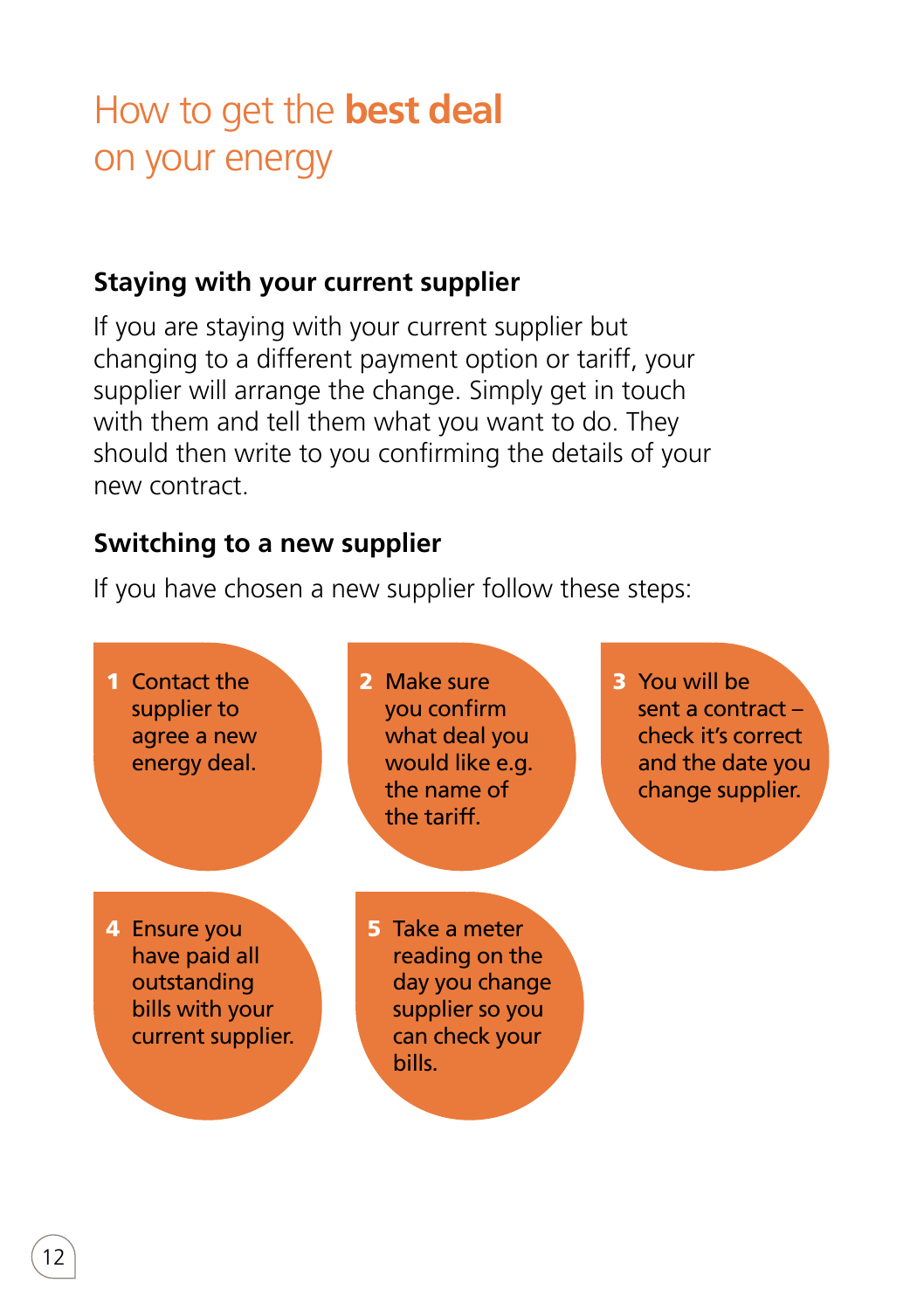# How to get the **best deal** on your energy

### Staying with your current supplier

If you are staying with your current supplier but changing to a different payment option or tariff, your supplier will arrange the change. Simply get in touch with them and tell them what you want to do. They should then write to you confirming the details of your new contract.

### Switching to a new supplier

If you have chosen a new supplier follow these steps:

1. Contact the supplier to agree a new energy deal.
2. Make sure you confirm what deal you would like e.g. the name of the tariff.
3. You will be sent a contract – check it's correct and the date you change supplier.
4. Ensure you have paid all outstanding bills with your current supplier.
5. Take a meter reading on the day you change supplier so you can check your bills.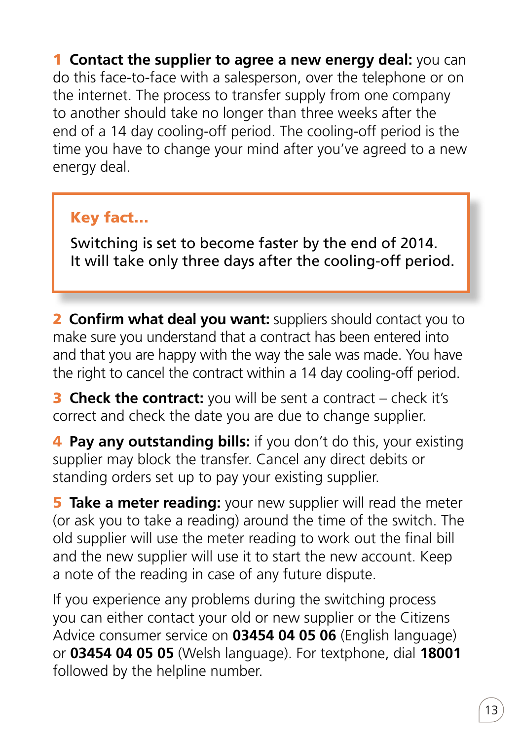**1 Contact the supplier to agree a new energy deal:** you can do this face-to-face with a salesperson, over the telephone or on the internet. The process to transfer supply from one company to another should take no longer than three weeks after the end of a 14 day cooling-off period. The cooling-off period is the time you have to change your mind after you've agreed to a new energy deal.

> **Key fact...**
>
> Switching is set to become faster by the end of 2014. It will take only three days after the cooling-off period.

**2 Confirm what deal you want:** suppliers should contact you to make sure you understand that a contract has been entered into and that you are happy with the way the sale was made. You have the right to cancel the contract within a 14 day cooling-off period.

**3 Check the contract:** you will be sent a contract – check it's correct and check the date you are due to change supplier.

**4 Pay any outstanding bills:** if you don't do this, your existing supplier may block the transfer. Cancel any direct debits or standing orders set up to pay your existing supplier.

**5 Take a meter reading:** your new supplier will read the meter (or ask you to take a reading) around the time of the switch. The old supplier will use the meter reading to work out the final bill and the new supplier will use it to start the new account. Keep a note of the reading in case of any future dispute.

If you experience any problems during the switching process you can either contact your old or new supplier or the Citizens Advice consumer service on **03454 04 05 06** (English language) or **03454 04 05 05** (Welsh language). For textphone, dial **18001** followed by the helpline number.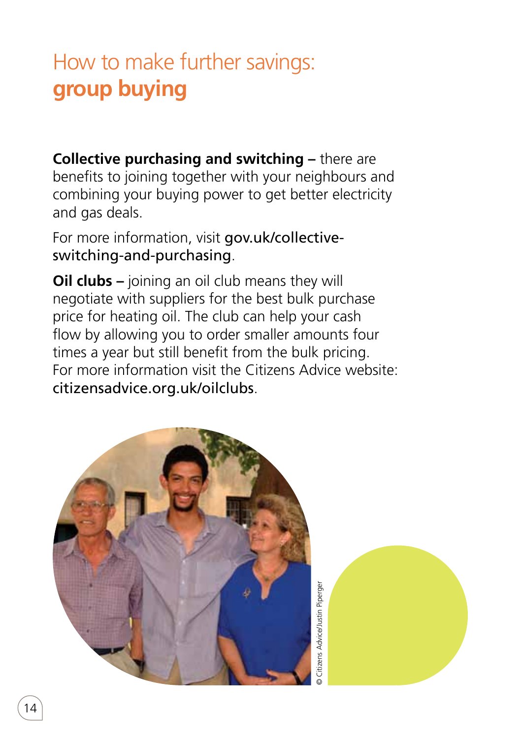# How to make further savings: **group buying**

**Collective purchasing and switching –** there are benefits to joining together with your neighbours and combining your buying power to get better electricity and gas deals.

For more information, visit gov.uk/collective-switching-and-purchasing.

**Oil clubs –** joining an oil club means they will negotiate with suppliers for the best bulk purchase price for heating oil. The club can help your cash flow by allowing you to order smaller amounts four times a year but still benefit from the bulk pricing. For more information visit the Citizens Advice website: citizensadvice.org.uk/oilclubs.

© Citizens Advice/Justin Piperger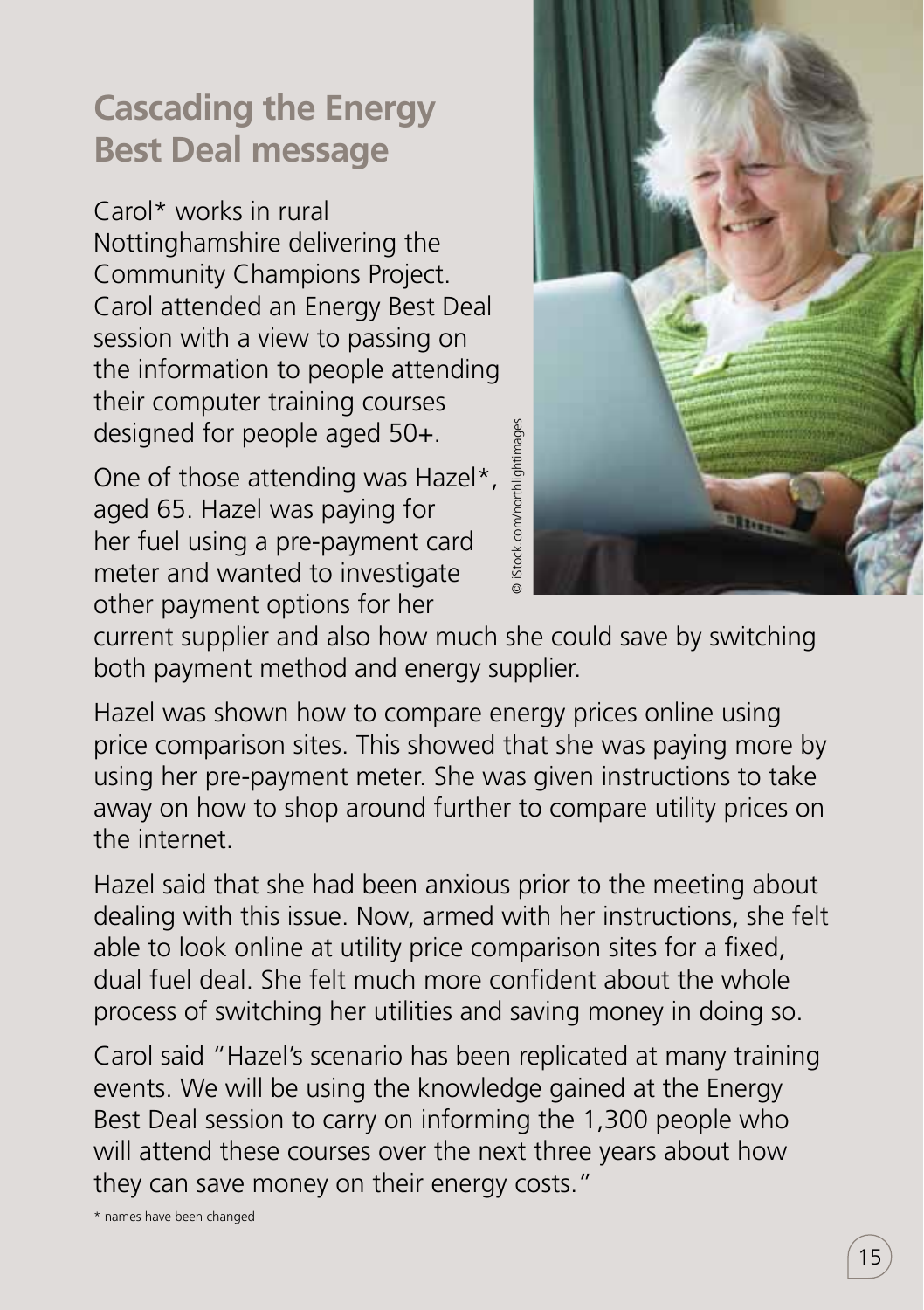## Cascading the Energy Best Deal message

Carol* works in rural Nottinghamshire delivering the Community Champions Project. Carol attended an Energy Best Deal session with a view to passing on the information to people attending their computer training courses designed for people aged 50+.

One of those attending was Hazel*, aged 65. Hazel was paying for her fuel using a pre-payment card meter and wanted to investigate other payment options for her current supplier and also how much she could save by switching both payment method and energy supplier.

Hazel was shown how to compare energy prices online using price comparison sites. This showed that she was paying more by using her pre-payment meter. She was given instructions to take away on how to shop around further to compare utility prices on the internet.

Hazel said that she had been anxious prior to the meeting about dealing with this issue. Now, armed with her instructions, she felt able to look online at utility price comparison sites for a fixed, dual fuel deal. She felt much more confident about the whole process of switching her utilities and saving money in doing so.

Carol said "Hazel's scenario has been replicated at many training events. We will be using the knowledge gained at the Energy Best Deal session to carry on informing the 1,300 people who will attend these courses over the next three years about how they can save money on their energy costs."

\* names have been changed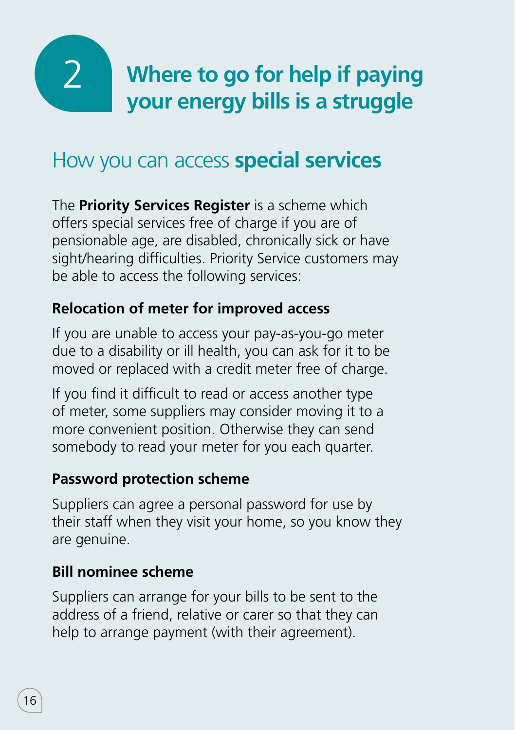# 2 Where to go for help if paying your energy bills is a struggle

## How you can access **special services**

The **Priority Services Register** is a scheme which offers special services free of charge if you are of pensionable age, are disabled, chronically sick or have sight/hearing difficulties. Priority Service customers may be able to access the following services:

### Relocation of meter for improved access

If you are unable to access your pay-as-you-go meter due to a disability or ill health, you can ask for it to be moved or replaced with a credit meter free of charge.

If you find it difficult to read or access another type of meter, some suppliers may consider moving it to a more convenient position. Otherwise they can send somebody to read your meter for you each quarter.

### Password protection scheme

Suppliers can agree a personal password for use by their staff when they visit your home, so you know they are genuine.

### Bill nominee scheme

Suppliers can arrange for your bills to be sent to the address of a friend, relative or carer so that they can help to arrange payment (with their agreement).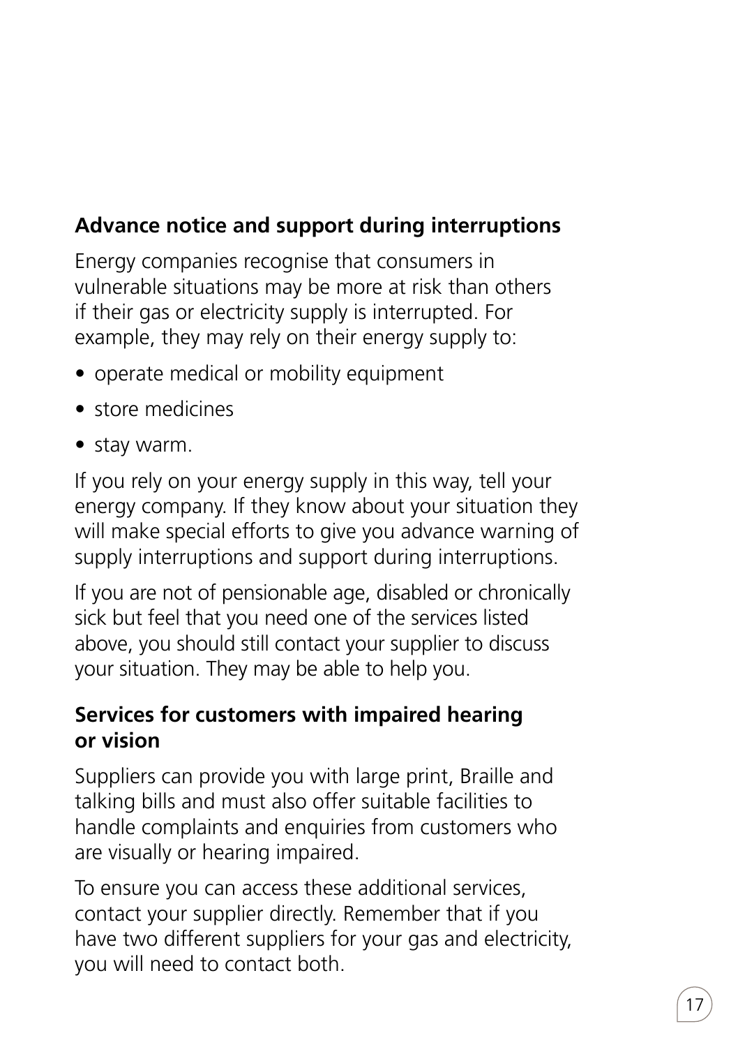## Advance notice and support during interruptions

Energy companies recognise that consumers in vulnerable situations may be more at risk than others if their gas or electricity supply is interrupted. For example, they may rely on their energy supply to:

- operate medical or mobility equipment
- store medicines
- stay warm.

If you rely on your energy supply in this way, tell your energy company. If they know about your situation they will make special efforts to give you advance warning of supply interruptions and support during interruptions.

If you are not of pensionable age, disabled or chronically sick but feel that you need one of the services listed above, you should still contact your supplier to discuss your situation. They may be able to help you.

## Services for customers with impaired hearing or vision

Suppliers can provide you with large print, Braille and talking bills and must also offer suitable facilities to handle complaints and enquiries from customers who are visually or hearing impaired.

To ensure you can access these additional services, contact your supplier directly. Remember that if you have two different suppliers for your gas and electricity, you will need to contact both.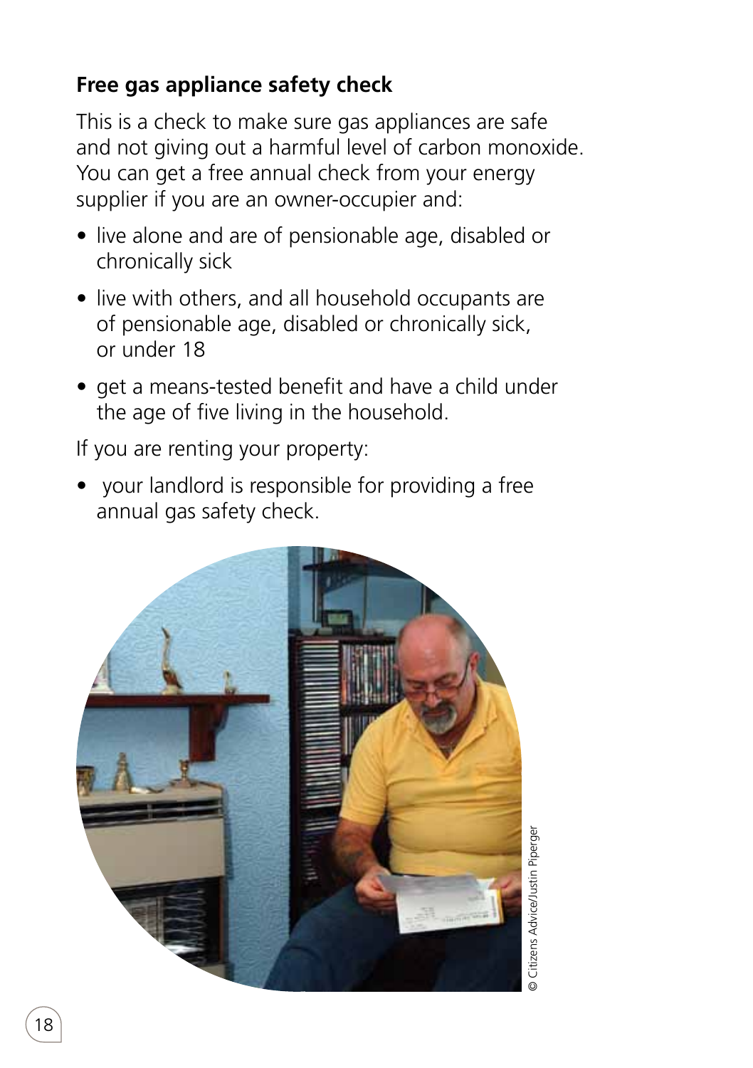### Free gas appliance safety check

This is a check to make sure gas appliances are safe and not giving out a harmful level of carbon monoxide. You can get a free annual check from your energy supplier if you are an owner-occupier and:

- live alone and are of pensionable age, disabled or chronically sick
- live with others, and all household occupants are of pensionable age, disabled or chronically sick, or under 18
- get a means-tested benefit and have a child under the age of five living in the household.

If you are renting your property:

- your landlord is responsible for providing a free annual gas safety check.

© Citizens Advice/Justin Piperger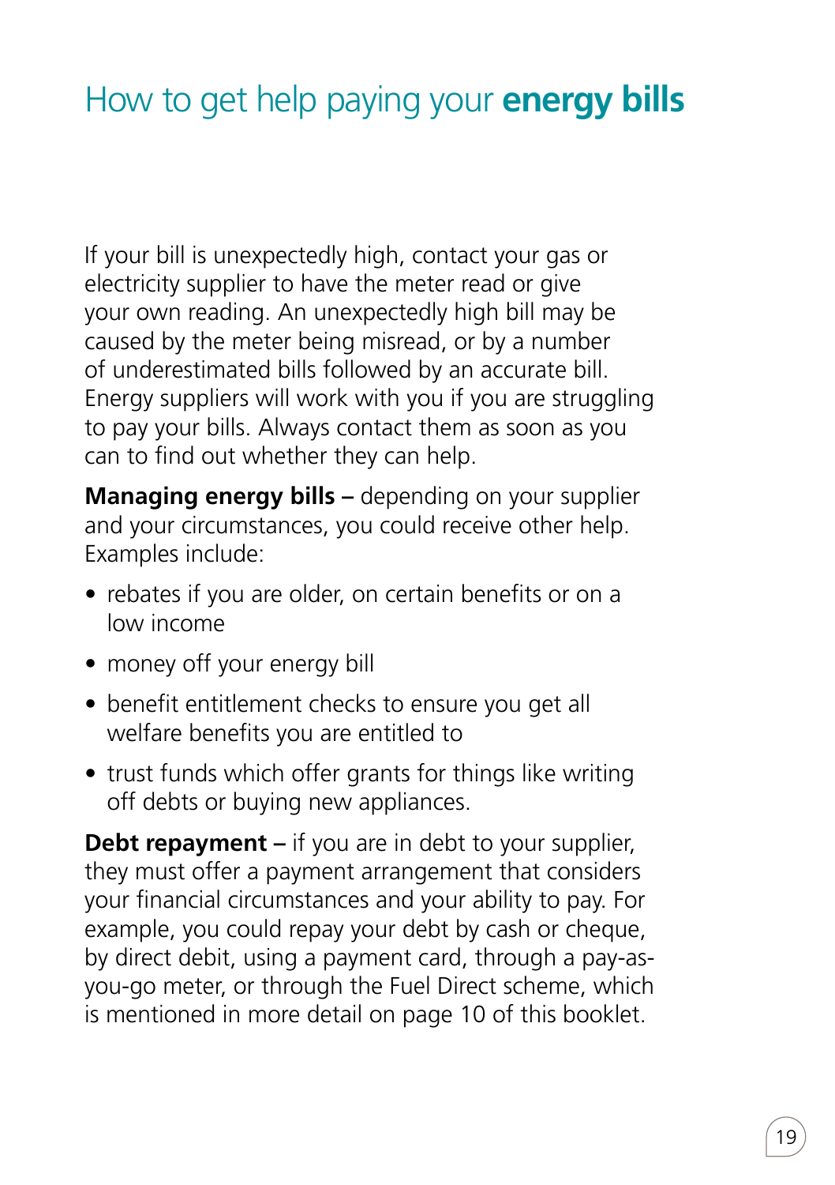# How to get help paying your **energy bills**

If your bill is unexpectedly high, contact your gas or electricity supplier to have the meter read or give your own reading. An unexpectedly high bill may be caused by the meter being misread, or by a number of underestimated bills followed by an accurate bill. Energy suppliers will work with you if you are struggling to pay your bills. Always contact them as soon as you can to find out whether they can help.

**Managing energy bills –** depending on your supplier and your circumstances, you could receive other help. Examples include:

- rebates if you are older, on certain benefits or on a low income
- money off your energy bill
- benefit entitlement checks to ensure you get all welfare benefits you are entitled to
- trust funds which offer grants for things like writing off debts or buying new appliances.

**Debt repayment –** if you are in debt to your supplier, they must offer a payment arrangement that considers your financial circumstances and your ability to pay. For example, you could repay your debt by cash or cheque, by direct debit, using a payment card, through a pay-as-you-go meter, or through the Fuel Direct scheme, which is mentioned in more detail on page 10 of this booklet.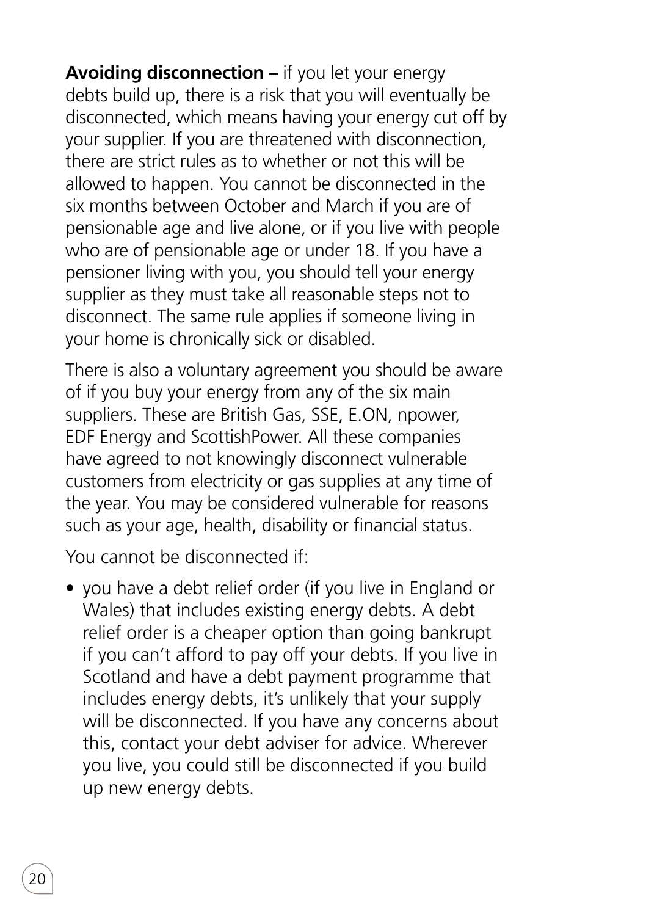**Avoiding disconnection –** if you let your energy debts build up, there is a risk that you will eventually be disconnected, which means having your energy cut off by your supplier. If you are threatened with disconnection, there are strict rules as to whether or not this will be allowed to happen. You cannot be disconnected in the six months between October and March if you are of pensionable age and live alone, or if you live with people who are of pensionable age or under 18. If you have a pensioner living with you, you should tell your energy supplier as they must take all reasonable steps not to disconnect. The same rule applies if someone living in your home is chronically sick or disabled.

There is also a voluntary agreement you should be aware of if you buy your energy from any of the six main suppliers. These are British Gas, SSE, E.ON, npower, EDF Energy and ScottishPower. All these companies have agreed to not knowingly disconnect vulnerable customers from electricity or gas supplies at any time of the year. You may be considered vulnerable for reasons such as your age, health, disability or financial status.

You cannot be disconnected if:

- you have a debt relief order (if you live in England or Wales) that includes existing energy debts. A debt relief order is a cheaper option than going bankrupt if you can't afford to pay off your debts. If you live in Scotland and have a debt payment programme that includes energy debts, it's unlikely that your supply will be disconnected. If you have any concerns about this, contact your debt adviser for advice. Wherever you live, you could still be disconnected if you build up new energy debts.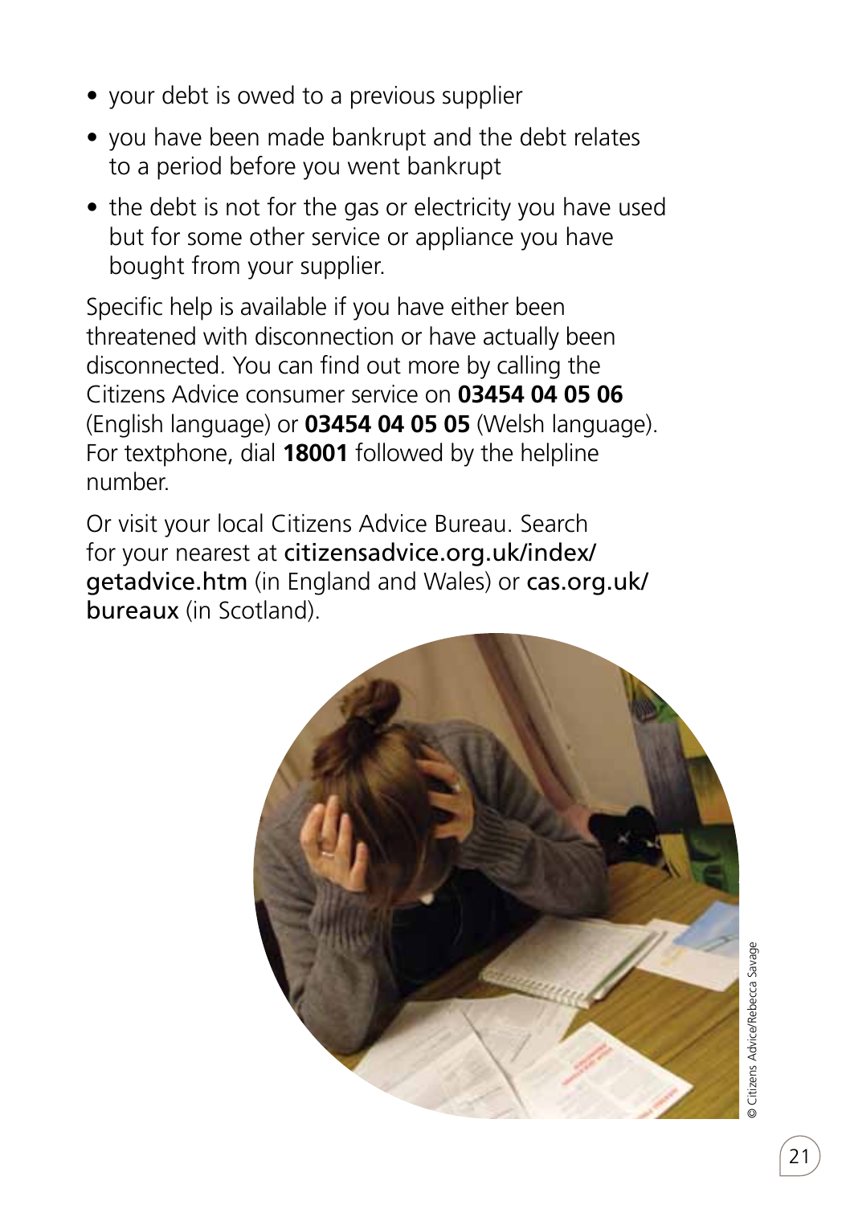- your debt is owed to a previous supplier
- you have been made bankrupt and the debt relates to a period before you went bankrupt
- the debt is not for the gas or electricity you have used but for some other service or appliance you have bought from your supplier.

Specific help is available if you have either been threatened with disconnection or have actually been disconnected. You can find out more by calling the Citizens Advice consumer service on **03454 04 05 06** (English language) or **03454 04 05 05** (Welsh language). For textphone, dial **18001** followed by the helpline number.

Or visit your local Citizens Advice Bureau. Search for your nearest at citizensadvice.org.uk/index/getadvice.htm (in England and Wales) or cas.org.uk/bureaux (in Scotland).

© Citizens Advice/Rebecca Savage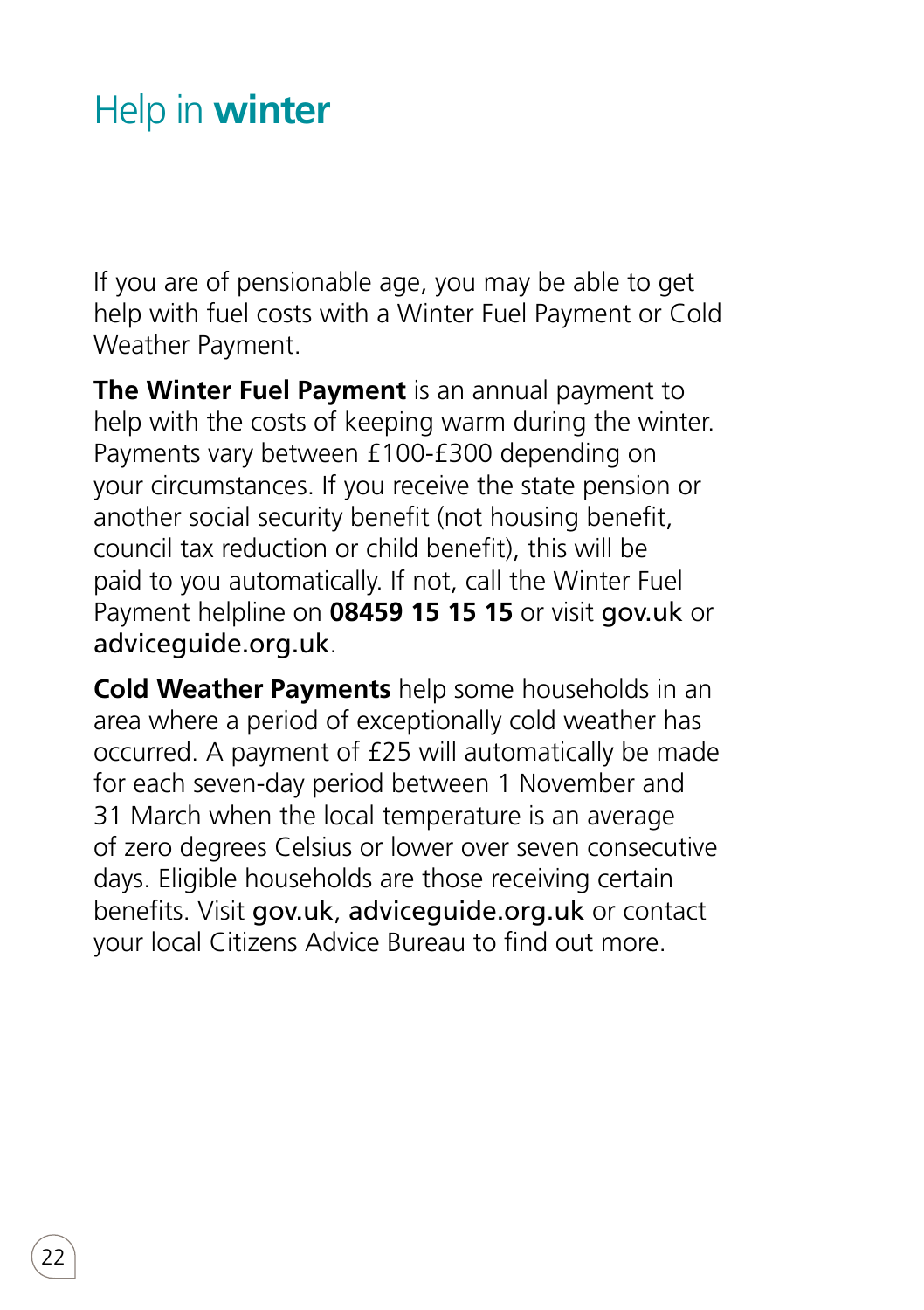# Help in **winter**

If you are of pensionable age, you may be able to get help with fuel costs with a Winter Fuel Payment or Cold Weather Payment.

**The Winter Fuel Payment** is an annual payment to help with the costs of keeping warm during the winter. Payments vary between £100-£300 depending on your circumstances. If you receive the state pension or another social security benefit (not housing benefit, council tax reduction or child benefit), this will be paid to you automatically. If not, call the Winter Fuel Payment helpline on **08459 15 15 15** or visit gov.uk or adviceguide.org.uk.

**Cold Weather Payments** help some households in an area where a period of exceptionally cold weather has occurred. A payment of £25 will automatically be made for each seven-day period between 1 November and 31 March when the local temperature is an average of zero degrees Celsius or lower over seven consecutive days. Eligible households are those receiving certain benefits. Visit gov.uk, adviceguide.org.uk or contact your local Citizens Advice Bureau to find out more.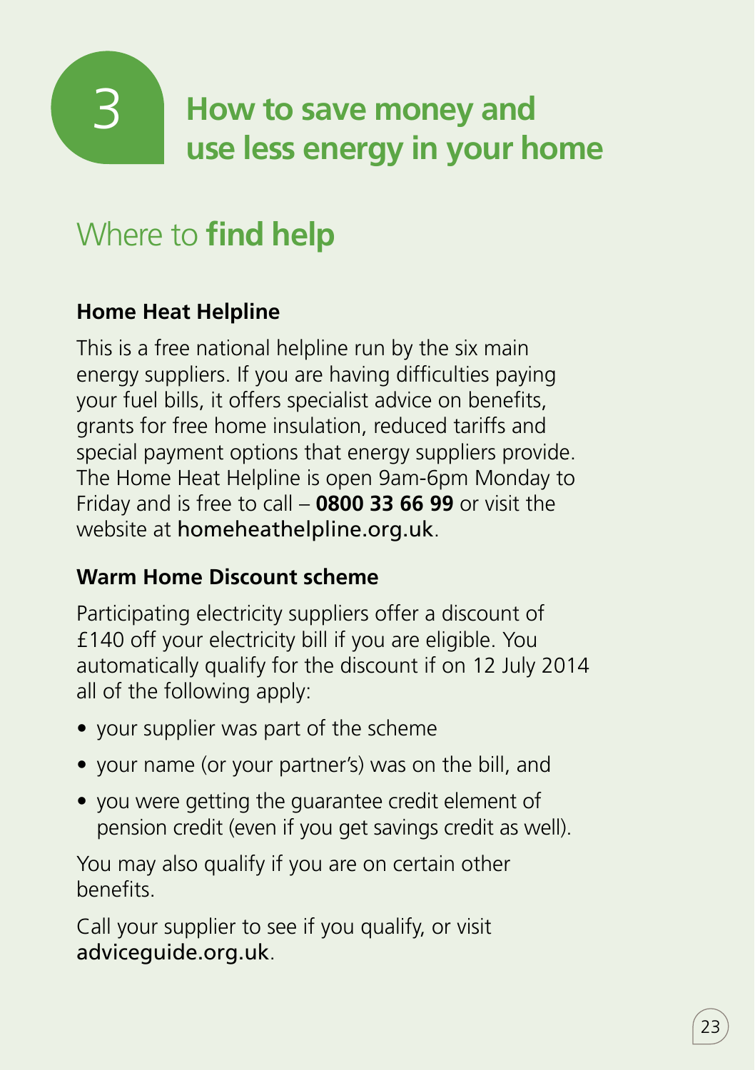# 3 How to save money and use less energy in your home

## Where to **find help**

### Home Heat Helpline

This is a free national helpline run by the six main energy suppliers. If you are having difficulties paying your fuel bills, it offers specialist advice on benefits, grants for free home insulation, reduced tariffs and special payment options that energy suppliers provide. The Home Heat Helpline is open 9am-6pm Monday to Friday and is free to call – **0800 33 66 99** or visit the website at homeheathelpline.org.uk.

### Warm Home Discount scheme

Participating electricity suppliers offer a discount of £140 off your electricity bill if you are eligible. You automatically qualify for the discount if on 12 July 2014 all of the following apply:

- your supplier was part of the scheme
- your name (or your partner's) was on the bill, and
- you were getting the guarantee credit element of pension credit (even if you get savings credit as well).

You may also qualify if you are on certain other benefits.

Call your supplier to see if you qualify, or visit adviceguide.org.uk.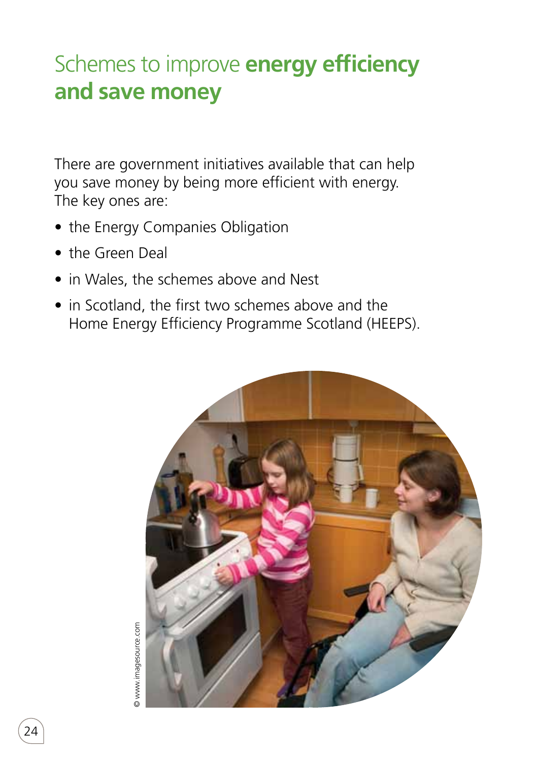# Schemes to improve **energy efficiency and save money**

There are government initiatives available that can help you save money by being more efficient with energy. The key ones are:

- the Energy Companies Obligation
- the Green Deal
- in Wales, the schemes above and Nest
- in Scotland, the first two schemes above and the Home Energy Efficiency Programme Scotland (HEEPS).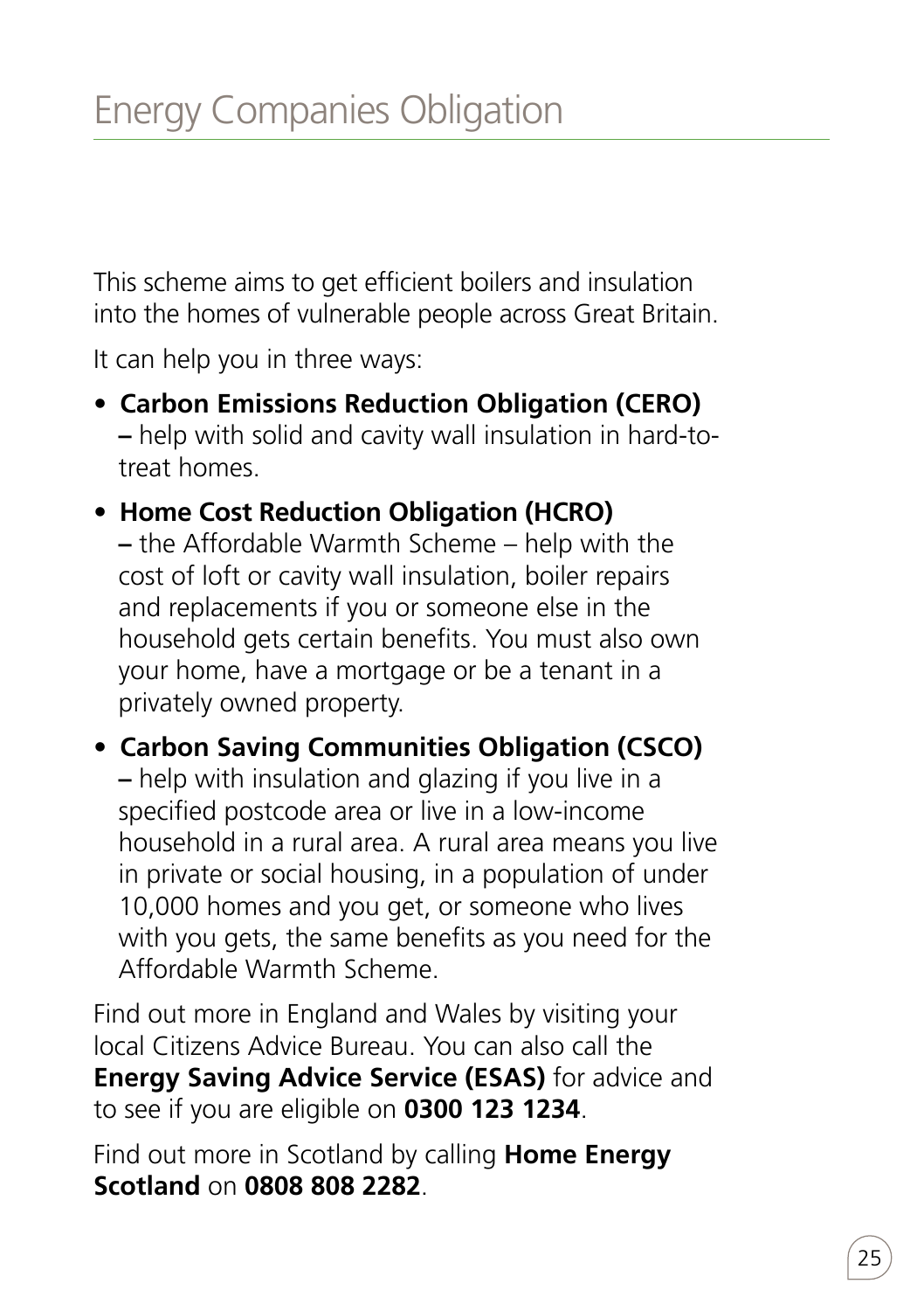# Energy Companies Obligation

This scheme aims to get efficient boilers and insulation into the homes of vulnerable people across Great Britain.

It can help you in three ways:

- **Carbon Emissions Reduction Obligation (CERO) –** help with solid and cavity wall insulation in hard-to-treat homes.
- **Home Cost Reduction Obligation (HCRO) –** the Affordable Warmth Scheme – help with the cost of loft or cavity wall insulation, boiler repairs and replacements if you or someone else in the household gets certain benefits. You must also own your home, have a mortgage or be a tenant in a privately owned property.
- **Carbon Saving Communities Obligation (CSCO) –** help with insulation and glazing if you live in a specified postcode area or live in a low-income household in a rural area. A rural area means you live in private or social housing, in a population of under 10,000 homes and you get, or someone who lives with you gets, the same benefits as you need for the Affordable Warmth Scheme.

Find out more in England and Wales by visiting your local Citizens Advice Bureau. You can also call the **Energy Saving Advice Service (ESAS)** for advice and to see if you are eligible on **0300 123 1234**.

Find out more in Scotland by calling **Home Energy Scotland** on **0808 808 2282**.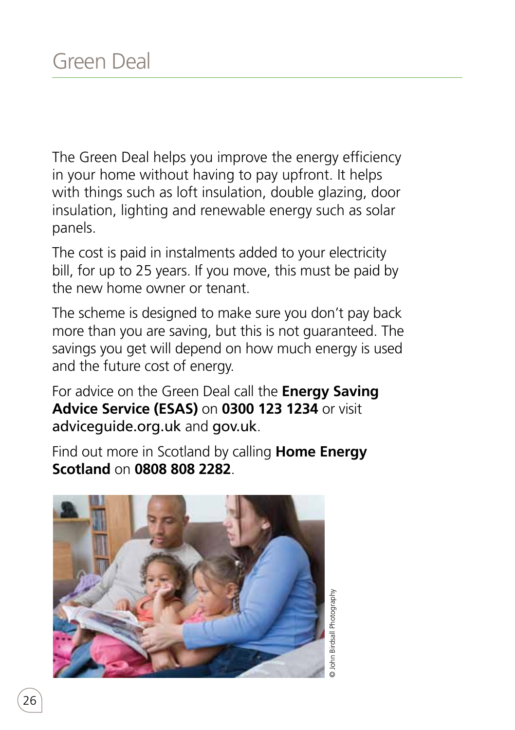# Green Deal

The Green Deal helps you improve the energy efficiency in your home without having to pay upfront. It helps with things such as loft insulation, double glazing, door insulation, lighting and renewable energy such as solar panels.

The cost is paid in instalments added to your electricity bill, for up to 25 years. If you move, this must be paid by the new home owner or tenant.

The scheme is designed to make sure you don't pay back more than you are saving, but this is not guaranteed. The savings you get will depend on how much energy is used and the future cost of energy.

For advice on the Green Deal call the **Energy Saving Advice Service (ESAS)** on **0300 123 1234** or visit adviceguide.org.uk and gov.uk.

Find out more in Scotland by calling **Home Energy Scotland** on **0808 808 2282**.

© John Birdsall Photography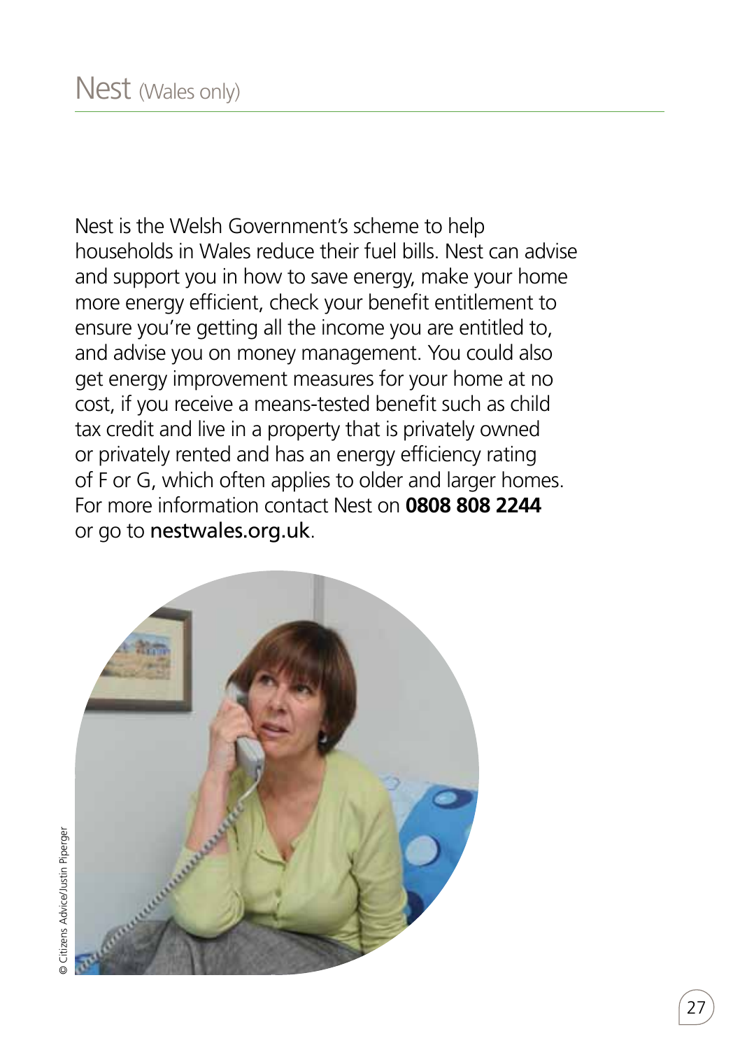# Nest (Wales only)

Nest is the Welsh Government's scheme to help households in Wales reduce their fuel bills. Nest can advise and support you in how to save energy, make your home more energy efficient, check your benefit entitlement to ensure you're getting all the income you are entitled to, and advise you on money management. You could also get energy improvement measures for your home at no cost, if you receive a means-tested benefit such as child tax credit and live in a property that is privately owned or privately rented and has an energy efficiency rating of F or G, which often applies to older and larger homes. For more information contact Nest on **0808 808 2244** or go to nestwales.org.uk.

© Citizens Advice/Justin Piperger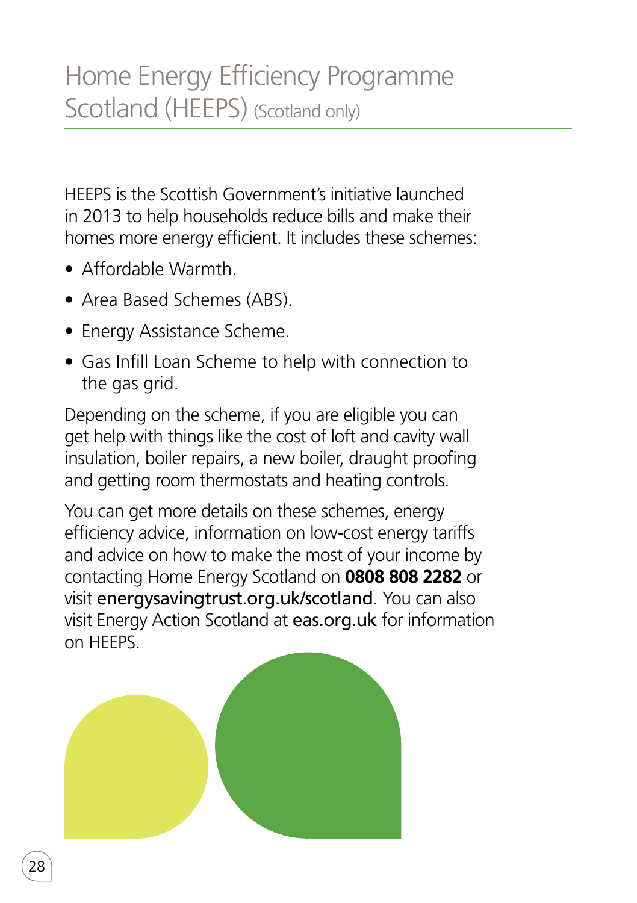# Home Energy Efficiency Programme Scotland (HEEPS) (Scotland only)

HEEPS is the Scottish Government's initiative launched in 2013 to help households reduce bills and make their homes more energy efficient. It includes these schemes:

- Affordable Warmth.
- Area Based Schemes (ABS).
- Energy Assistance Scheme.
- Gas Infill Loan Scheme to help with connection to the gas grid.

Depending on the scheme, if you are eligible you can get help with things like the cost of loft and cavity wall insulation, boiler repairs, a new boiler, draught proofing and getting room thermostats and heating controls.

You can get more details on these schemes, energy efficiency advice, information on low-cost energy tariffs and advice on how to make the most of your income by contacting Home Energy Scotland on **0808 808 2282** or visit **energysavingtrust.org.uk/scotland**. You can also visit Energy Action Scotland at **eas.org.uk** for information on HEEPS.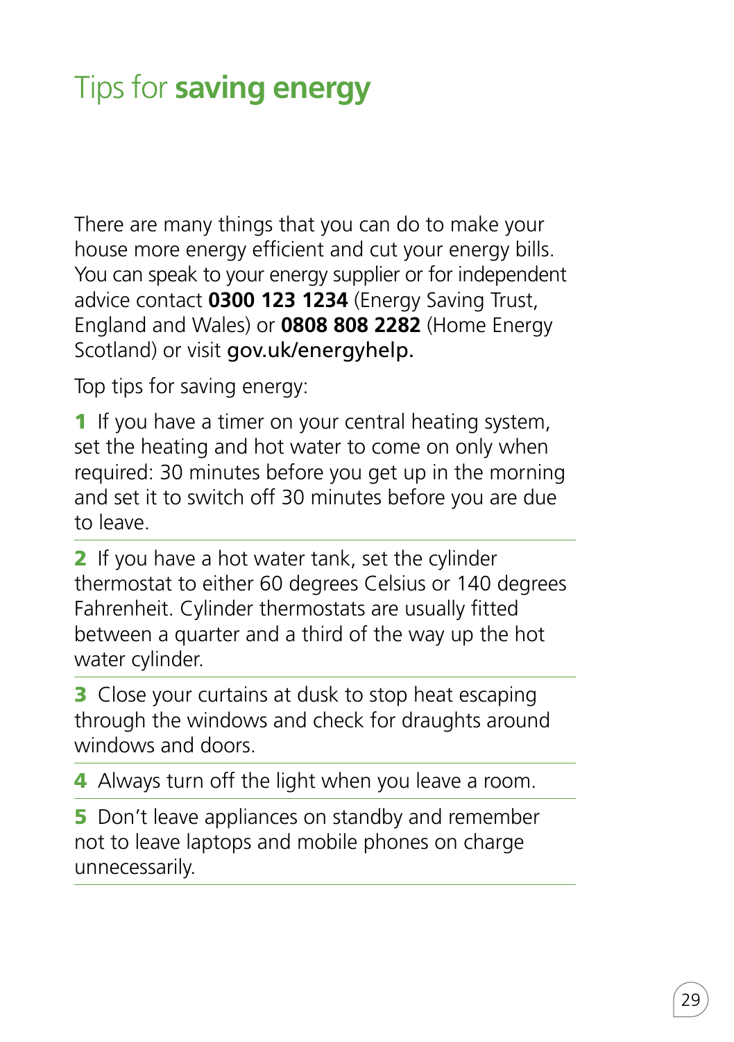# Tips for **saving energy**

There are many things that you can do to make your house more energy efficient and cut your energy bills. You can speak to your energy supplier or for independent advice contact **0300 123 1234** (Energy Saving Trust, England and Wales) or **0808 808 2282** (Home Energy Scotland) or visit gov.uk/energyhelp.

Top tips for saving energy:

**1** If you have a timer on your central heating system, set the heating and hot water to come on only when required: 30 minutes before you get up in the morning and set it to switch off 30 minutes before you are due to leave.

**2** If you have a hot water tank, set the cylinder thermostat to either 60 degrees Celsius or 140 degrees Fahrenheit. Cylinder thermostats are usually fitted between a quarter and a third of the way up the hot water cylinder.

**3** Close your curtains at dusk to stop heat escaping through the windows and check for draughts around windows and doors.

**4** Always turn off the light when you leave a room.

**5** Don't leave appliances on standby and remember not to leave laptops and mobile phones on charge unnecessarily.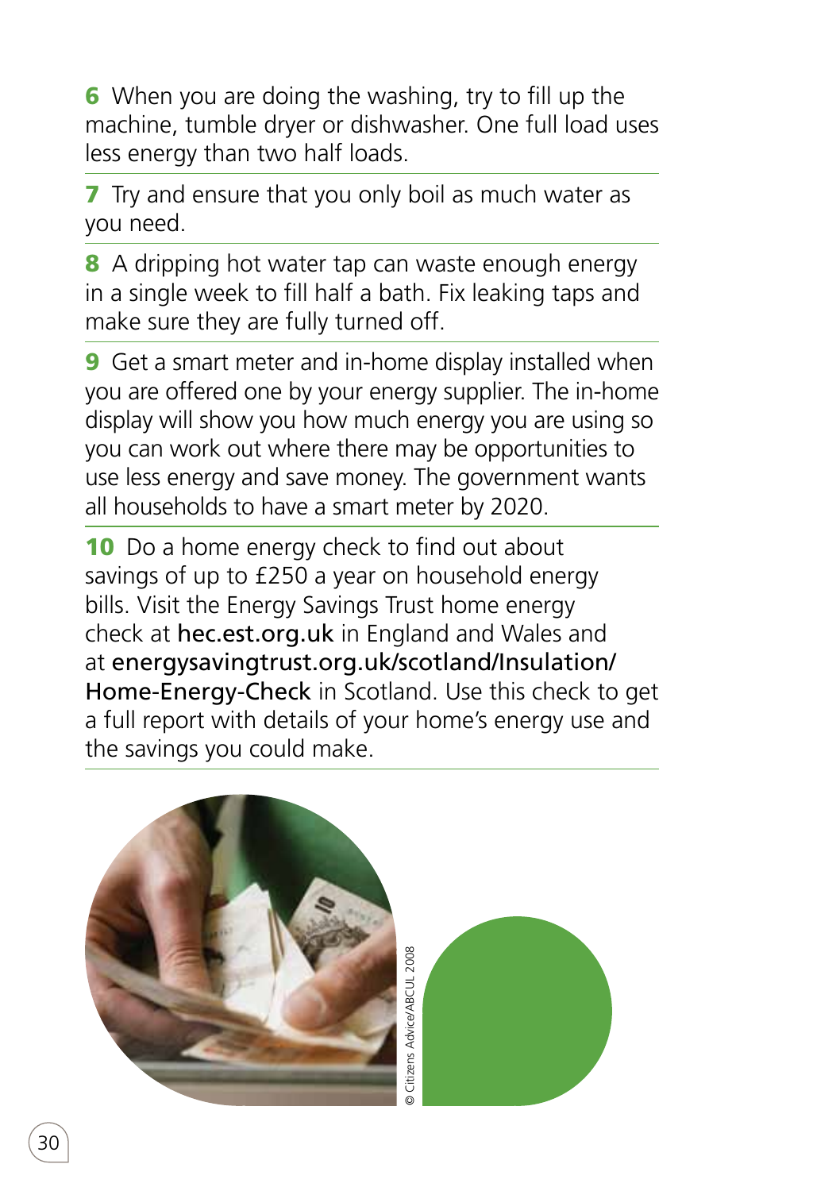**6** When you are doing the washing, try to fill up the machine, tumble dryer or dishwasher. One full load uses less energy than two half loads.

**7** Try and ensure that you only boil as much water as you need.

**8** A dripping hot water tap can waste enough energy in a single week to fill half a bath. Fix leaking taps and make sure they are fully turned off.

**9** Get a smart meter and in-home display installed when you are offered one by your energy supplier. The in-home display will show you how much energy you are using so you can work out where there may be opportunities to use less energy and save money. The government wants all households to have a smart meter by 2020.

**10** Do a home energy check to find out about savings of up to £250 a year on household energy bills. Visit the Energy Savings Trust home energy check at **hec.est.org.uk** in England and Wales and at **energysavingtrust.org.uk/scotland/Insulation/Home-Energy-Check** in Scotland. Use this check to get a full report with details of your home's energy use and the savings you could make.

© Citizens Advice/ABCUL 2008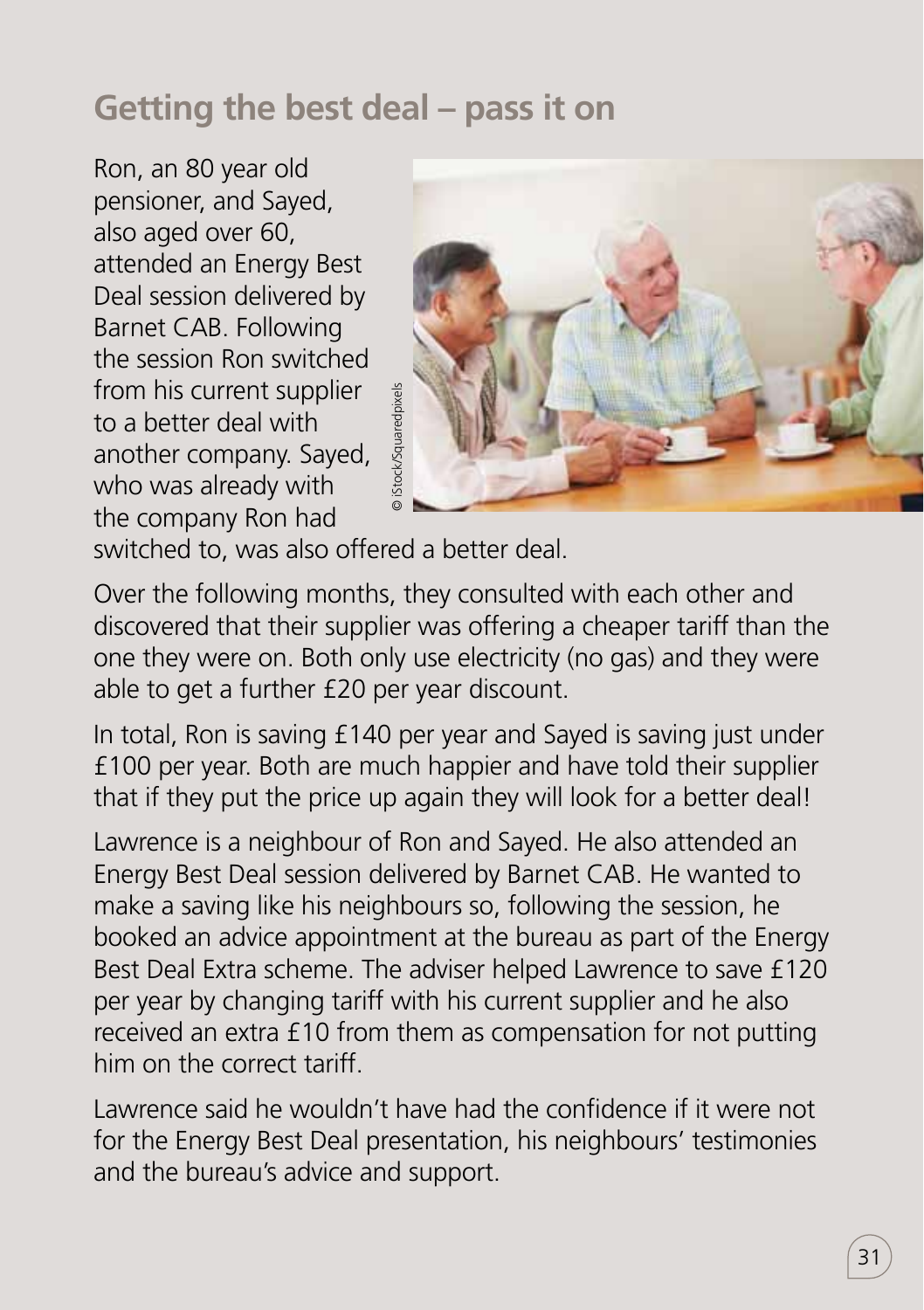## Getting the best deal – pass it on

Ron, an 80 year old pensioner, and Sayed, also aged over 60, attended an Energy Best Deal session delivered by Barnet CAB. Following the session Ron switched from his current supplier to a better deal with another company. Sayed, who was already with the company Ron had switched to, was also offered a better deal.

© iStock/Squaredpixels

Over the following months, they consulted with each other and discovered that their supplier was offering a cheaper tariff than the one they were on. Both only use electricity (no gas) and they were able to get a further £20 per year discount.

In total, Ron is saving £140 per year and Sayed is saving just under £100 per year. Both are much happier and have told their supplier that if they put the price up again they will look for a better deal!

Lawrence is a neighbour of Ron and Sayed. He also attended an Energy Best Deal session delivered by Barnet CAB. He wanted to make a saving like his neighbours so, following the session, he booked an advice appointment at the bureau as part of the Energy Best Deal Extra scheme. The adviser helped Lawrence to save £120 per year by changing tariff with his current supplier and he also received an extra £10 from them as compensation for not putting him on the correct tariff.

Lawrence said he wouldn't have had the confidence if it were not for the Energy Best Deal presentation, his neighbours' testimonies and the bureau's advice and support.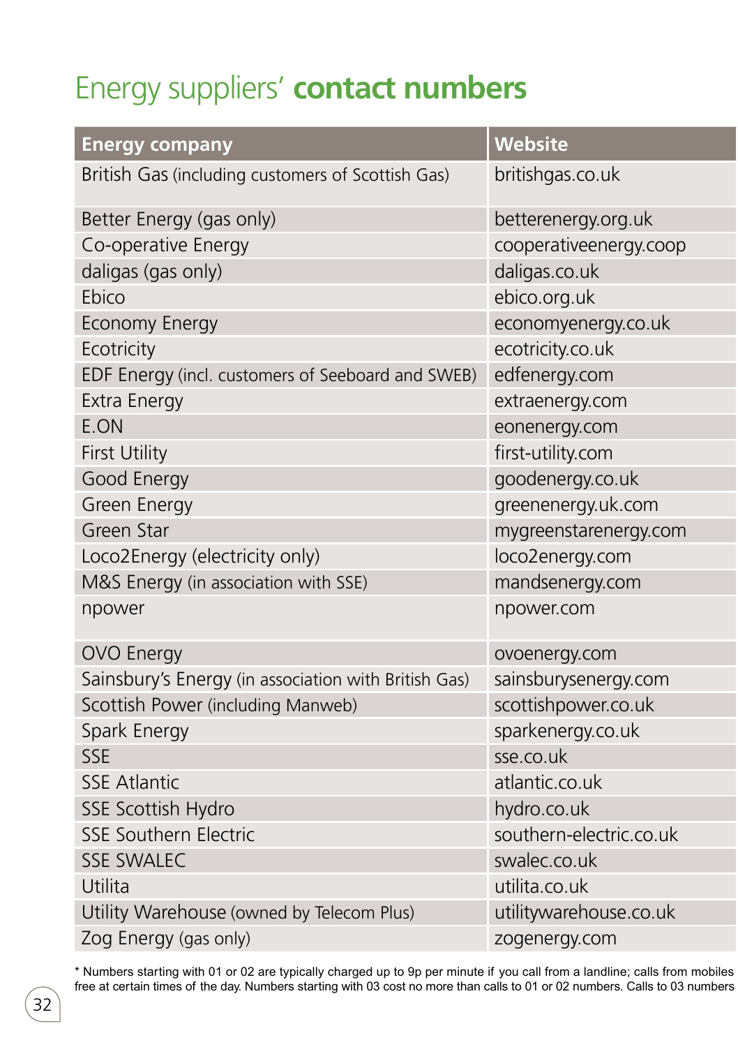# Energy suppliers' **contact numbers**

| Energy company | Website |
|---|---|
| British Gas (including customers of Scottish Gas) | britishgas.co.uk |
| Better Energy (gas only) | betterenergy.org.uk |
| Co-operative Energy | cooperativeenergy.coop |
| daligas (gas only) | daligas.co.uk |
| Ebico | ebico.org.uk |
| Economy Energy | economyenergy.co.uk |
| Ecotricity | ecotricity.co.uk |
| EDF Energy (incl. customers of Seeboard and SWEB) | edfenergy.com |
| Extra Energy | extraenergy.com |
| E.ON | eonenergy.com |
| First Utility | first-utility.com |
| Good Energy | goodenergy.co.uk |
| Green Energy | greenenergy.uk.com |
| Green Star | mygreenstarenergy.com |
| Loco2Energy (electricity only) | loco2energy.com |
| M&S Energy (in association with SSE) | mandsenergy.com |
| npower | npower.com |
| OVO Energy | ovoenergy.com |
| Sainsbury's Energy (in association with British Gas) | sainsburysenergy.com |
| Scottish Power (including Manweb) | scottishpower.co.uk |
| Spark Energy | sparkenergy.co.uk |
| SSE | sse.co.uk |
| SSE Atlantic | atlantic.co.uk |
| SSE Scottish Hydro | hydro.co.uk |
| SSE Southern Electric | southern-electric.co.uk |
| SSE SWALEC | swalec.co.uk |
| Utilita | utilita.co.uk |
| Utility Warehouse (owned by Telecom Plus) | utilitywarehouse.co.uk |
| Zog Energy (gas only) | zogenergy.com |

* Numbers starting with 01 or 02 are typically charged up to 9p per minute if you call from a landline; calls from mobiles free at certain times of the day. Numbers starting with 03 cost no more than calls to 01 or 02 numbers. Calls to 03 numbers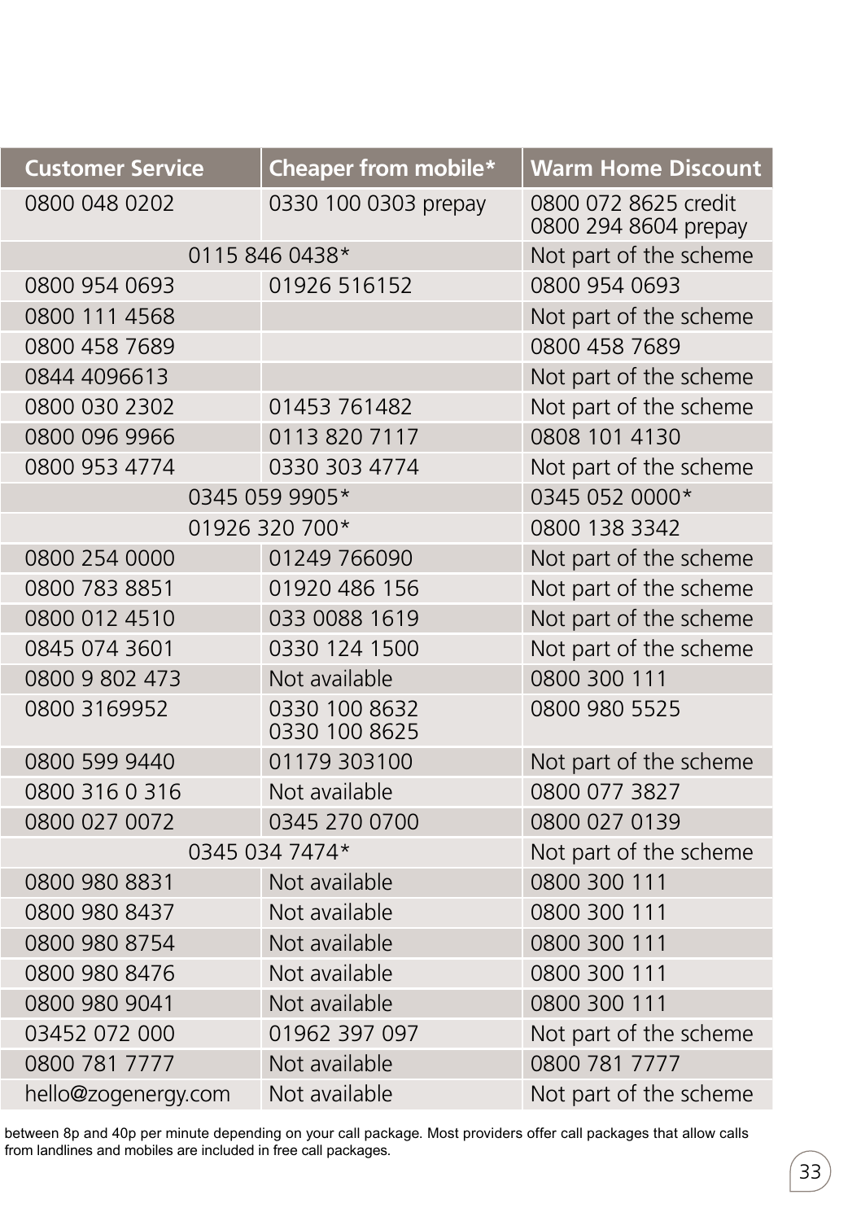| Customer Service | Cheaper from mobile* | Warm Home Discount |
|---|---|---|
| 0800 048 0202 | 0330 100 0303 prepay | 0800 072 8625 credit 0800 294 8604 prepay |
| 0115 846 0438* | | Not part of the scheme |
| 0800 954 0693 | 01926 516152 | 0800 954 0693 |
| 0800 111 4568 | | Not part of the scheme |
| 0800 458 7689 | | 0800 458 7689 |
| 0844 4096613 | | Not part of the scheme |
| 0800 030 2302 | 01453 761482 | Not part of the scheme |
| 0800 096 9966 | 0113 820 7117 | 0808 101 4130 |
| 0800 953 4774 | 0330 303 4774 | Not part of the scheme |
| 0345 059 9905* | | 0345 052 0000* |
| 01926 320 700* | | 0800 138 3342 |
| 0800 254 0000 | 01249 766090 | Not part of the scheme |
| 0800 783 8851 | 01920 486 156 | Not part of the scheme |
| 0800 012 4510 | 033 0088 1619 | Not part of the scheme |
| 0845 074 3601 | 0330 124 1500 | Not part of the scheme |
| 0800 9 802 473 | Not available | 0800 300 111 |
| 0800 3169952 | 0330 100 8632 0330 100 8625 | 0800 980 5525 |
| 0800 599 9440 | 01179 303100 | Not part of the scheme |
| 0800 316 0 316 | Not available | 0800 077 3827 |
| 0800 027 0072 | 0345 270 0700 | 0800 027 0139 |
| 0345 034 7474* | | Not part of the scheme |
| 0800 980 8831 | Not available | 0800 300 111 |
| 0800 980 8437 | Not available | 0800 300 111 |
| 0800 980 8754 | Not available | 0800 300 111 |
| 0800 980 8476 | Not available | 0800 300 111 |
| 0800 980 9041 | Not available | 0800 300 111 |
| 03452 072 000 | 01962 397 097 | Not part of the scheme |
| 0800 781 7777 | Not available | 0800 781 7777 |
| hello@zogenergy.com | Not available | Not part of the scheme |

between 8p and 40p per minute depending on your call package. Most providers offer call packages that allow calls from landlines and mobiles are included in free call packages.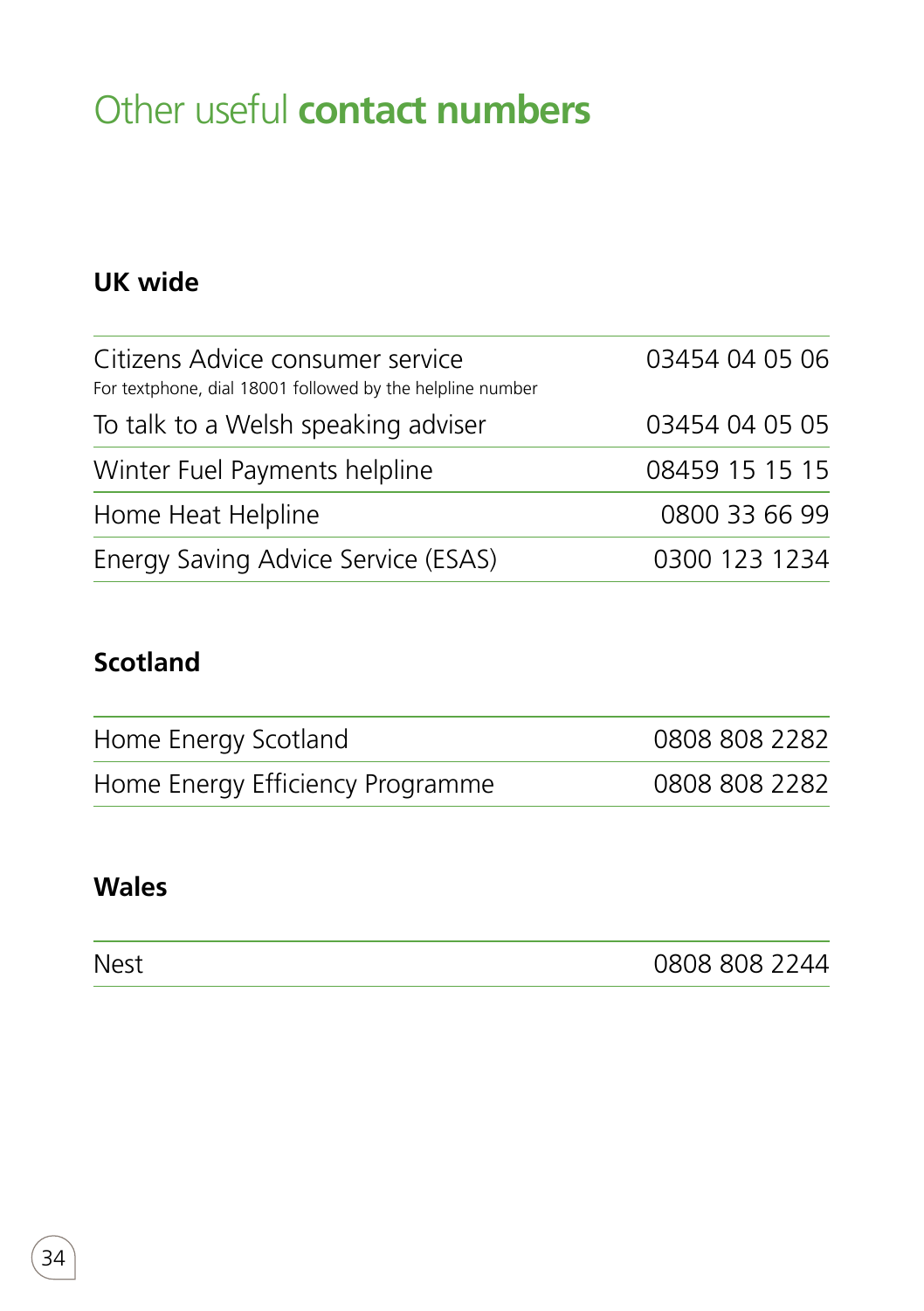# Other useful **contact numbers**

## UK wide

| | |
|---|---|
| Citizens Advice consumer service<br>For textphone, dial 18001 followed by the helpline number | 03454 04 05 06 |
| To talk to a Welsh speaking adviser | 03454 04 05 05 |
| Winter Fuel Payments helpline | 08459 15 15 15 |
| Home Heat Helpline | 0800 33 66 99 |
| Energy Saving Advice Service (ESAS) | 0300 123 1234 |

## Scotland

| | |
|---|---|
| Home Energy Scotland | 0808 808 2282 |
| Home Energy Efficiency Programme | 0808 808 2282 |

## Wales

| | |
|---|---|
| Nest | 0808 808 2244 |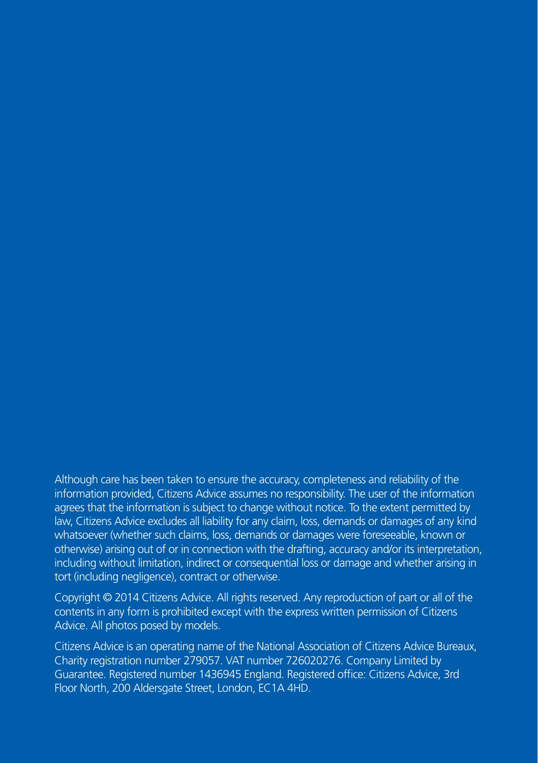Although care has been taken to ensure the accuracy, completeness and reliability of the information provided, Citizens Advice assumes no responsibility. The user of the information agrees that the information is subject to change without notice. To the extent permitted by law, Citizens Advice excludes all liability for any claim, loss, demands or damages of any kind whatsoever (whether such claims, loss, demands or damages were foreseeable, known or otherwise) arising out of or in connection with the drafting, accuracy and/or its interpretation, including without limitation, indirect or consequential loss or damage and whether arising in tort (including negligence), contract or otherwise.

Copyright © 2014 Citizens Advice. All rights reserved. Any reproduction of part or all of the contents in any form is prohibited except with the express written permission of Citizens Advice. All photos posed by models.

Citizens Advice is an operating name of the National Association of Citizens Advice Bureaux, Charity registration number 279057. VAT number 726020276. Company Limited by Guarantee. Registered number 1436945 England. Registered office: Citizens Advice, 3rd Floor North, 200 Aldersgate Street, London, EC1A 4HD.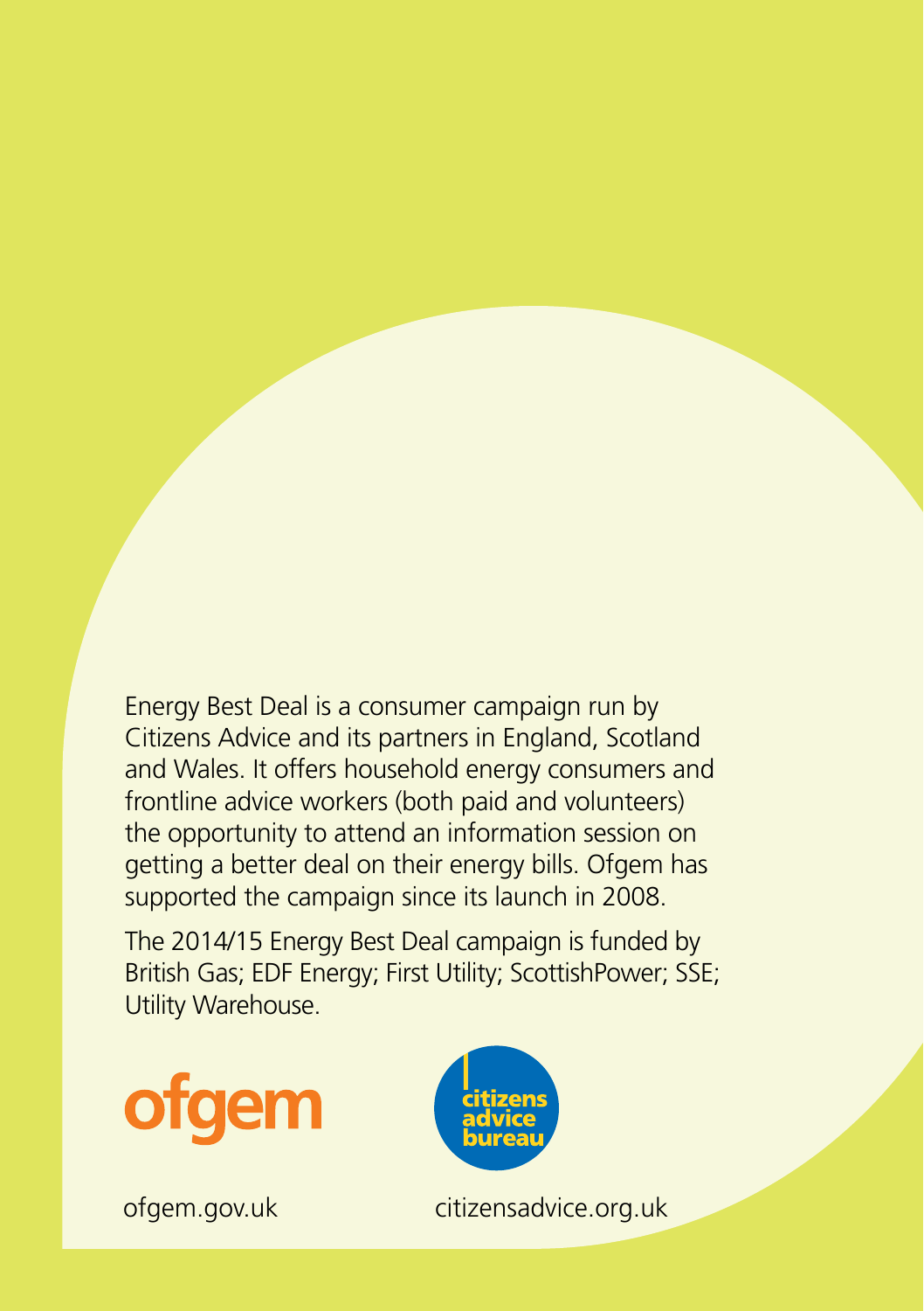Energy Best Deal is a consumer campaign run by Citizens Advice and its partners in England, Scotland and Wales. It offers household energy consumers and frontline advice workers (both paid and volunteers) the opportunity to attend an information session on getting a better deal on their energy bills. Ofgem has supported the campaign since its launch in 2008.

The 2014/15 Energy Best Deal campaign is funded by British Gas; EDF Energy; First Utility; ScottishPower; SSE; Utility Warehouse.

ofgem

citizens advice bureau

ofgem.gov.uk

citizensadvice.org.uk